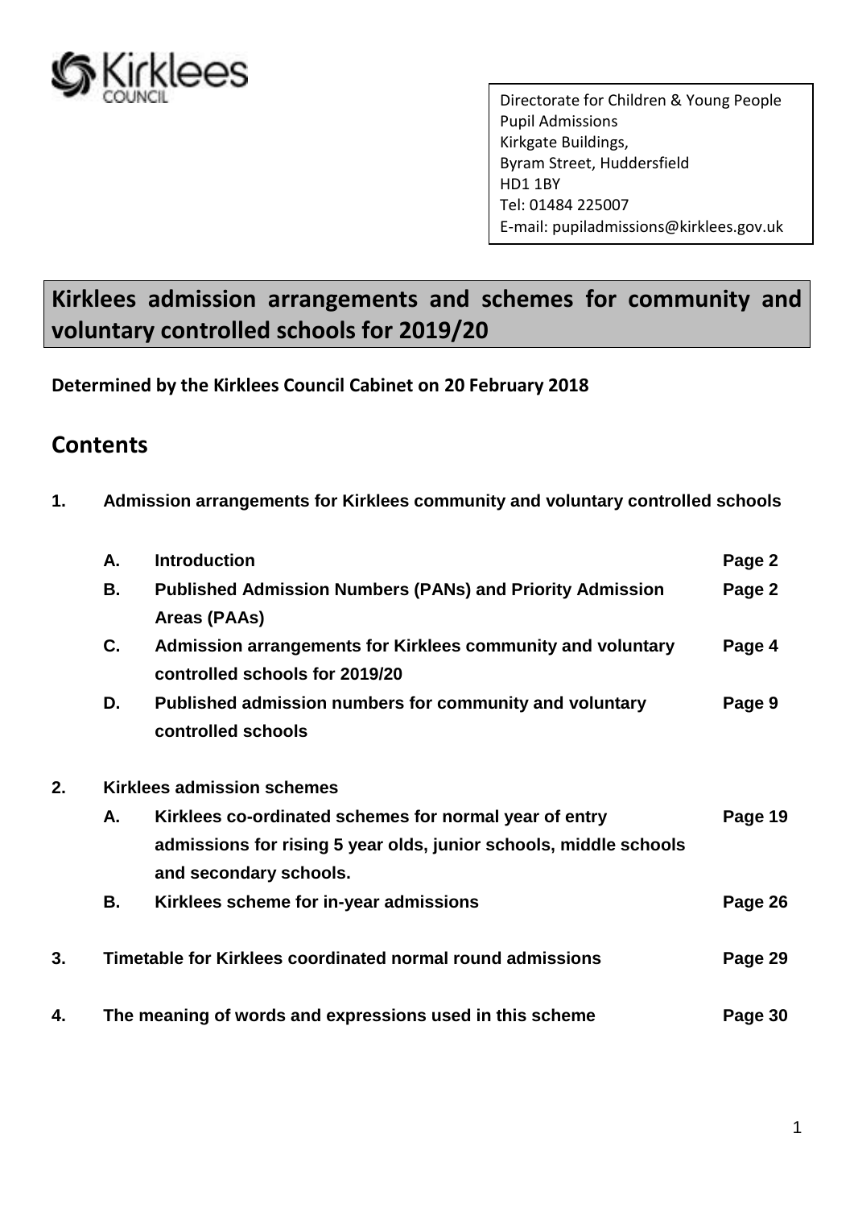Directorate for Children & Young People
Pupil Admissions
Kirkgate Buildings,
Byram Street, Huddersfield
HD1 1BY
Tel: 01484 225007
E-mail: pupiladmissions@kirklees.gov.uk

# Kirklees admission arrangements and schemes for community and voluntary controlled schools for 2019/20

**Determined by the Kirklees Council Cabinet on 20 February 2018**

## Contents

| | | | |
|---|---|---|---|
| **1.** | **Admission arrangements for Kirklees community and voluntary controlled schools** | | |
| | **A.** | **Introduction** | **Page 2** |
| | **B.** | **Published Admission Numbers (PANs) and Priority Admission Areas (PAAs)** | **Page 2** |
| | **C.** | **Admission arrangements for Kirklees community and voluntary controlled schools for 2019/20** | **Page 4** |
| | **D.** | **Published admission numbers for community and voluntary controlled schools** | **Page 9** |
| **2.** | **Kirklees admission schemes** | | |
| | **A.** | **Kirklees co-ordinated schemes for normal year of entry admissions for rising 5 year olds, junior schools, middle schools and secondary schools.** | **Page 19** |
| | **B.** | **Kirklees scheme for in-year admissions** | **Page 26** |
| **3.** | **Timetable for Kirklees coordinated normal round admissions** | | **Page 29** |
| **4.** | **The meaning of words and expressions used in this scheme** | | **Page 30** |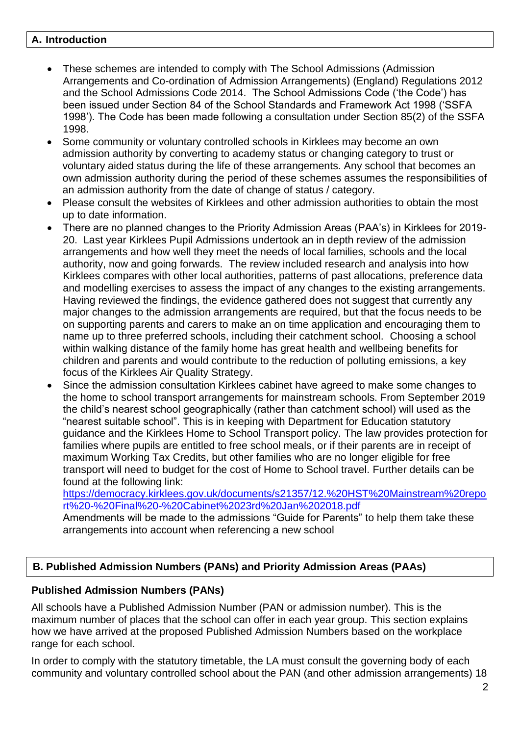## A. Introduction

- These schemes are intended to comply with The School Admissions (Admission Arrangements and Co-ordination of Admission Arrangements) (England) Regulations 2012 and the School Admissions Code 2014. The School Admissions Code ('the Code') has been issued under Section 84 of the School Standards and Framework Act 1998 ('SSFA 1998'). The Code has been made following a consultation under Section 85(2) of the SSFA 1998.
- Some community or voluntary controlled schools in Kirklees may become an own admission authority by converting to academy status or changing category to trust or voluntary aided status during the life of these arrangements. Any school that becomes an own admission authority during the period of these schemes assumes the responsibilities of an admission authority from the date of change of status / category.
- Please consult the websites of Kirklees and other admission authorities to obtain the most up to date information.
- There are no planned changes to the Priority Admission Areas (PAA's) in Kirklees for 2019-20. Last year Kirklees Pupil Admissions undertook an in depth review of the admission arrangements and how well they meet the needs of local families, schools and the local authority, now and going forwards. The review included research and analysis into how Kirklees compares with other local authorities, patterns of past allocations, preference data and modelling exercises to assess the impact of any changes to the existing arrangements. Having reviewed the findings, the evidence gathered does not suggest that currently any major changes to the admission arrangements are required, but that the focus needs to be on supporting parents and carers to make an on time application and encouraging them to name up to three preferred schools, including their catchment school. Choosing a school within walking distance of the family home has great health and wellbeing benefits for children and parents and would contribute to the reduction of polluting emissions, a key focus of the Kirklees Air Quality Strategy.
- Since the admission consultation Kirklees cabinet have agreed to make some changes to the home to school transport arrangements for mainstream schools. From September 2019 the child's nearest school geographically (rather than catchment school) will used as the "nearest suitable school". This is in keeping with Department for Education statutory guidance and the Kirklees Home to School Transport policy. The law provides protection for families where pupils are entitled to free school meals, or if their parents are in receipt of maximum Working Tax Credits, but other families who are no longer eligible for free transport will need to budget for the cost of Home to School travel. Further details can be found at the following link:
  https://democracy.kirklees.gov.uk/documents/s21357/12.%20HST%20Mainstream%20report%20-%20Final%20-%20Cabinet%2023rd%20Jan%202018.pdf
  Amendments will be made to the admissions "Guide for Parents" to help them take these arrangements into account when referencing a new school

## B. Published Admission Numbers (PANs) and Priority Admission Areas (PAAs)

### Published Admission Numbers (PANs)

All schools have a Published Admission Number (PAN or admission number). This is the maximum number of places that the school can offer in each year group. This section explains how we have arrived at the proposed Published Admission Numbers based on the workplace range for each school.

In order to comply with the statutory timetable, the LA must consult the governing body of each community and voluntary controlled school about the PAN (and other admission arrangements) 18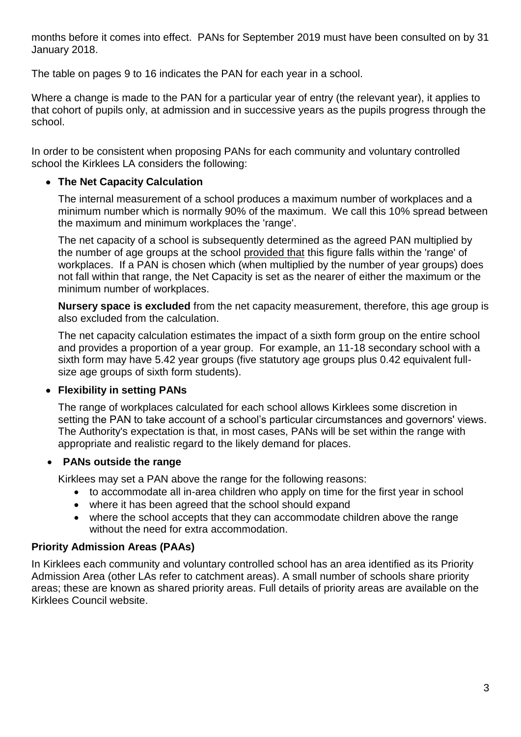months before it comes into effect. PANs for September 2019 must have been consulted on by 31 January 2018.

The table on pages 9 to 16 indicates the PAN for each year in a school.

Where a change is made to the PAN for a particular year of entry (the relevant year), it applies to that cohort of pupils only, at admission and in successive years as the pupils progress through the school.

In order to be consistent when proposing PANs for each community and voluntary controlled school the Kirklees LA considers the following:

- **The Net Capacity Calculation**

  The internal measurement of a school produces a maximum number of workplaces and a minimum number which is normally 90% of the maximum. We call this 10% spread between the maximum and minimum workplaces the 'range'.

  The net capacity of a school is subsequently determined as the agreed PAN multiplied by the number of age groups at the school provided that this figure falls within the 'range' of workplaces. If a PAN is chosen which (when multiplied by the number of year groups) does not fall within that range, the Net Capacity is set as the nearer of either the maximum or the minimum number of workplaces.

  **Nursery space is excluded** from the net capacity measurement, therefore, this age group is also excluded from the calculation.

  The net capacity calculation estimates the impact of a sixth form group on the entire school and provides a proportion of a year group. For example, an 11-18 secondary school with a sixth form may have 5.42 year groups (five statutory age groups plus 0.42 equivalent full-size age groups of sixth form students).

- **Flexibility in setting PANs**

  The range of workplaces calculated for each school allows Kirklees some discretion in setting the PAN to take account of a school's particular circumstances and governors' views. The Authority's expectation is that, in most cases, PANs will be set within the range with appropriate and realistic regard to the likely demand for places.

- **PANs outside the range**

  Kirklees may set a PAN above the range for the following reasons:
  - to accommodate all in-area children who apply on time for the first year in school
  - where it has been agreed that the school should expand
  - where the school accepts that they can accommodate children above the range without the need for extra accommodation.

**Priority Admission Areas (PAAs)**

In Kirklees each community and voluntary controlled school has an area identified as its Priority Admission Area (other LAs refer to catchment areas). A small number of schools share priority areas; these are known as shared priority areas. Full details of priority areas are available on the Kirklees Council website.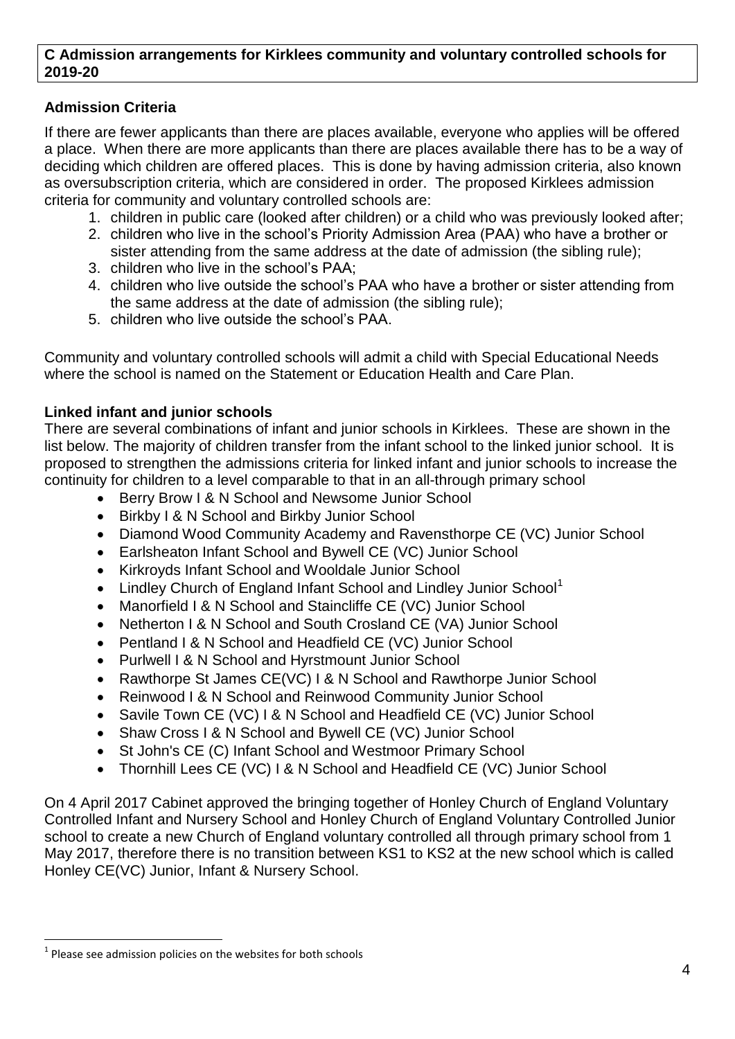## C Admission arrangements for Kirklees community and voluntary controlled schools for 2019-20

### Admission Criteria

If there are fewer applicants than there are places available, everyone who applies will be offered a place. When there are more applicants than there are places available there has to be a way of deciding which children are offered places. This is done by having admission criteria, also known as oversubscription criteria, which are considered in order. The proposed Kirklees admission criteria for community and voluntary controlled schools are:

1. children in public care (looked after children) or a child who was previously looked after;
2. children who live in the school's Priority Admission Area (PAA) who have a brother or sister attending from the same address at the date of admission (the sibling rule);
3. children who live in the school's PAA;
4. children who live outside the school's PAA who have a brother or sister attending from the same address at the date of admission (the sibling rule);
5. children who live outside the school's PAA.

Community and voluntary controlled schools will admit a child with Special Educational Needs where the school is named on the Statement or Education Health and Care Plan.

### Linked infant and junior schools

There are several combinations of infant and junior schools in Kirklees. These are shown in the list below. The majority of children transfer from the infant school to the linked junior school. It is proposed to strengthen the admissions criteria for linked infant and junior schools to increase the continuity for children to a level comparable to that in an all-through primary school

- Berry Brow I & N School and Newsome Junior School
- Birkby I & N School and Birkby Junior School
- Diamond Wood Community Academy and Ravensthorpe CE (VC) Junior School
- Earlsheaton Infant School and Bywell CE (VC) Junior School
- Kirkroyds Infant School and Wooldale Junior School
- Lindley Church of England Infant School and Lindley Junior School[1]
- Manorfield I & N School and Staincliffe CE (VC) Junior School
- Netherton I & N School and South Crosland CE (VA) Junior School
- Pentland I & N School and Headfield CE (VC) Junior School
- Purlwell I & N School and Hyrstmount Junior School
- Rawthorpe St James CE(VC) I & N School and Rawthorpe Junior School
- Reinwood I & N School and Reinwood Community Junior School
- Savile Town CE (VC) I & N School and Headfield CE (VC) Junior School
- Shaw Cross I & N School and Bywell CE (VC) Junior School
- St John's CE (C) Infant School and Westmoor Primary School
- Thornhill Lees CE (VC) I & N School and Headfield CE (VC) Junior School

On 4 April 2017 Cabinet approved the bringing together of Honley Church of England Voluntary Controlled Infant and Nursery School and Honley Church of England Voluntary Controlled Junior school to create a new Church of England voluntary controlled all through primary school from 1 May 2017, therefore there is no transition between KS1 to KS2 at the new school which is called Honley CE(VC) Junior, Infant & Nursery School.

[1] Please see admission policies on the websites for both schools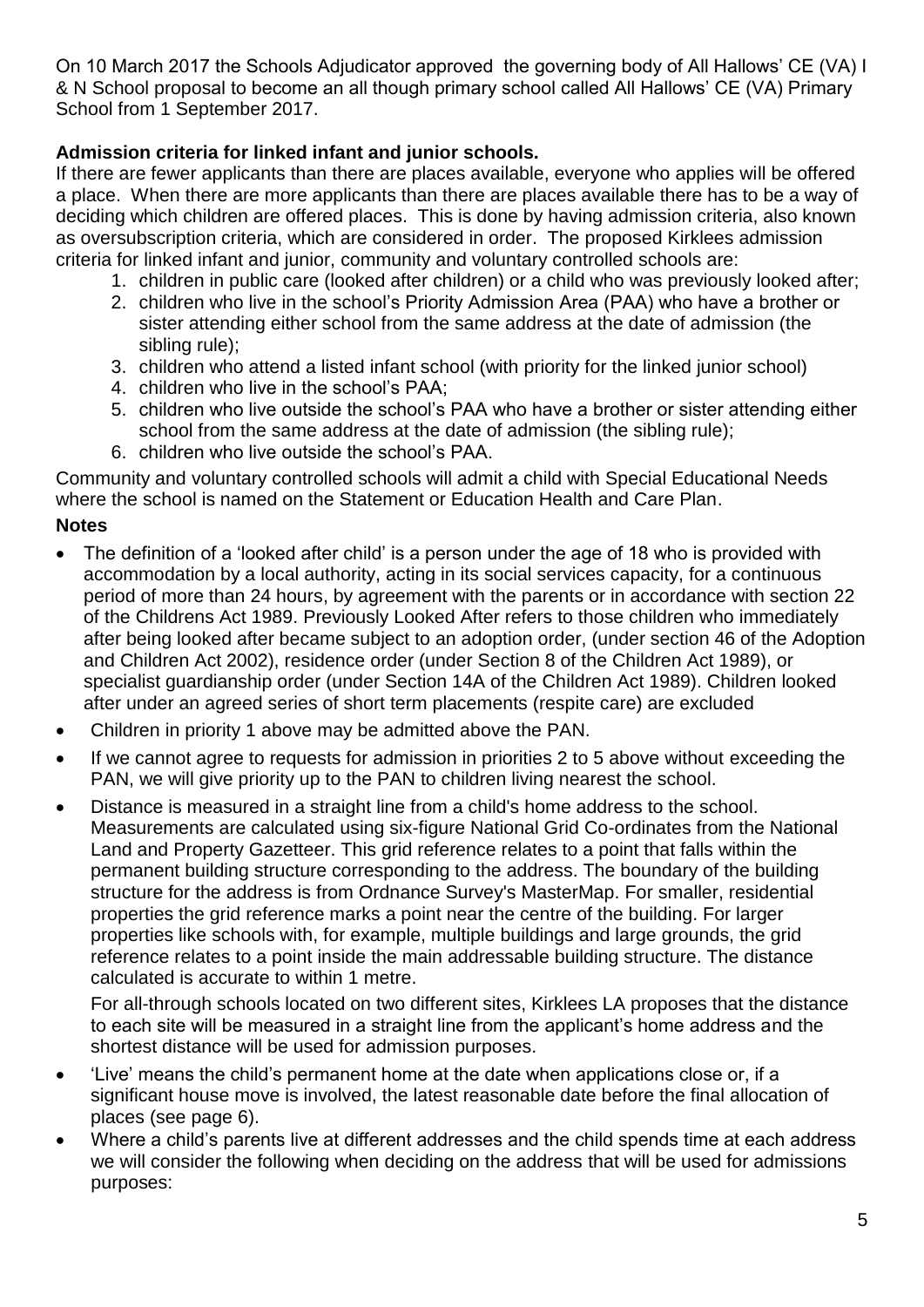On 10 March 2017 the Schools Adjudicator approved the governing body of All Hallows' CE (VA) I & N School proposal to become an all though primary school called All Hallows' CE (VA) Primary School from 1 September 2017.

**Admission criteria for linked infant and junior schools.**

If there are fewer applicants than there are places available, everyone who applies will be offered a place. When there are more applicants than there are places available there has to be a way of deciding which children are offered places. This is done by having admission criteria, also known as oversubscription criteria, which are considered in order. The proposed Kirklees admission criteria for linked infant and junior, community and voluntary controlled schools are:

1. children in public care (looked after children) or a child who was previously looked after;
2. children who live in the school's Priority Admission Area (PAA) who have a brother or sister attending either school from the same address at the date of admission (the sibling rule);
3. children who attend a listed infant school (with priority for the linked junior school)
4. children who live in the school's PAA;
5. children who live outside the school's PAA who have a brother or sister attending either school from the same address at the date of admission (the sibling rule);
6. children who live outside the school's PAA.

Community and voluntary controlled schools will admit a child with Special Educational Needs where the school is named on the Statement or Education Health and Care Plan.

**Notes**

- The definition of a 'looked after child' is a person under the age of 18 who is provided with accommodation by a local authority, acting in its social services capacity, for a continuous period of more than 24 hours, by agreement with the parents or in accordance with section 22 of the Childrens Act 1989. Previously Looked After refers to those children who immediately after being looked after became subject to an adoption order, (under section 46 of the Adoption and Children Act 2002), residence order (under Section 8 of the Children Act 1989), or specialist guardianship order (under Section 14A of the Children Act 1989). Children looked after under an agreed series of short term placements (respite care) are excluded
- Children in priority 1 above may be admitted above the PAN.
- If we cannot agree to requests for admission in priorities 2 to 5 above without exceeding the PAN, we will give priority up to the PAN to children living nearest the school.
- Distance is measured in a straight line from a child's home address to the school. Measurements are calculated using six-figure National Grid Co-ordinates from the National Land and Property Gazetteer. This grid reference relates to a point that falls within the permanent building structure corresponding to the address. The boundary of the building structure for the address is from Ordnance Survey's MasterMap. For smaller, residential properties the grid reference marks a point near the centre of the building. For larger properties like schools with, for example, multiple buildings and large grounds, the grid reference relates to a point inside the main addressable building structure. The distance calculated is accurate to within 1 metre.

  For all-through schools located on two different sites, Kirklees LA proposes that the distance to each site will be measured in a straight line from the applicant's home address and the shortest distance will be used for admission purposes.
- 'Live' means the child's permanent home at the date when applications close or, if a significant house move is involved, the latest reasonable date before the final allocation of places (see page 6).
- Where a child's parents live at different addresses and the child spends time at each address we will consider the following when deciding on the address that will be used for admissions purposes: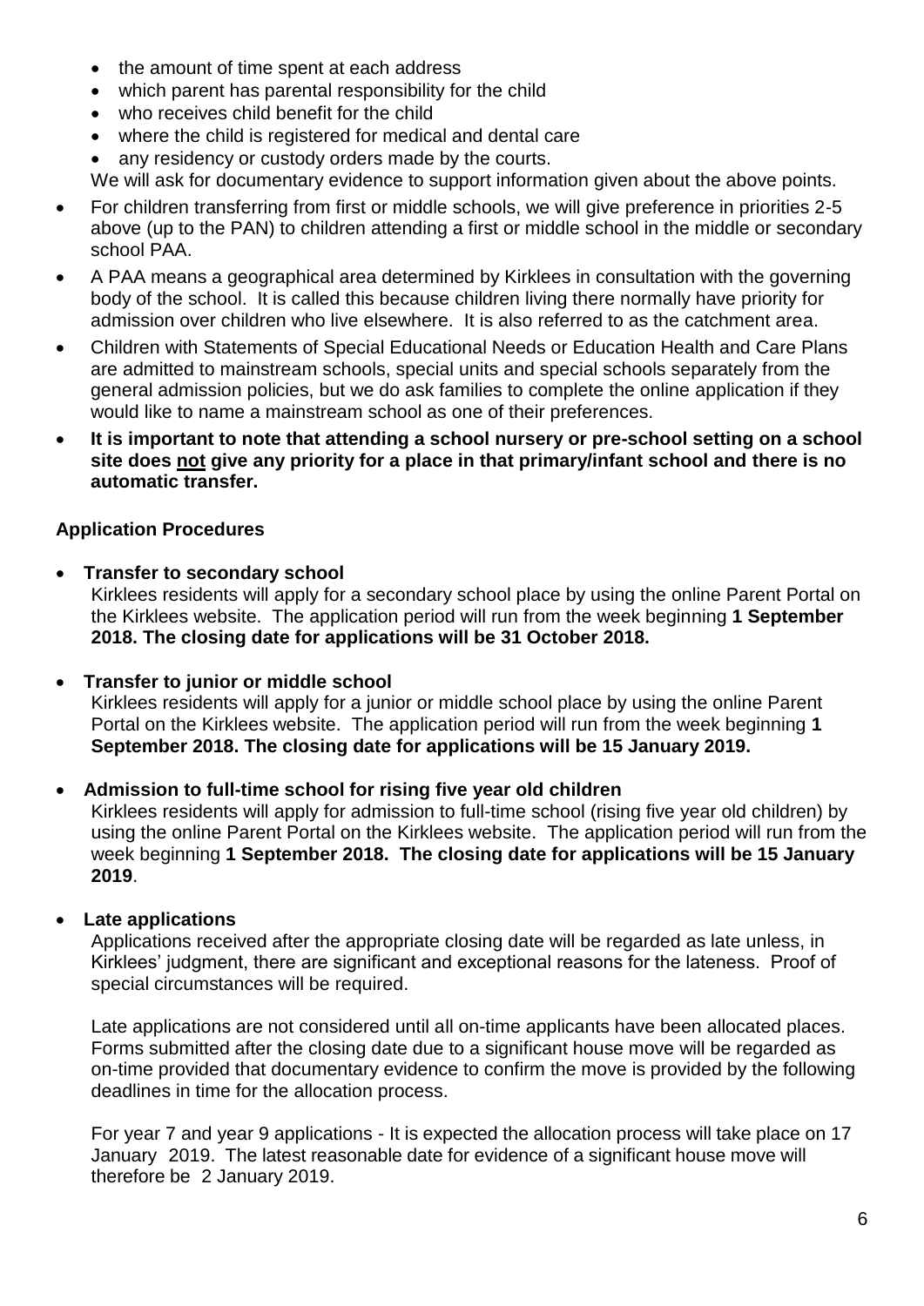- the amount of time spent at each address
- which parent has parental responsibility for the child
- who receives child benefit for the child
- where the child is registered for medical and dental care
- any residency or custody orders made by the courts.

We will ask for documentary evidence to support information given about the above points.

- For children transferring from first or middle schools, we will give preference in priorities 2-5 above (up to the PAN) to children attending a first or middle school in the middle or secondary school PAA.
- A PAA means a geographical area determined by Kirklees in consultation with the governing body of the school. It is called this because children living there normally have priority for admission over children who live elsewhere. It is also referred to as the catchment area.
- Children with Statements of Special Educational Needs or Education Health and Care Plans are admitted to mainstream schools, special units and special schools separately from the general admission policies, but we do ask families to complete the online application if they would like to name a mainstream school as one of their preferences.
- **It is important to note that attending a school nursery or pre-school setting on a school site does <u>not</u> give any priority for a place in that primary/infant school and there is no automatic transfer.**

**Application Procedures**

- **Transfer to secondary school**
  Kirklees residents will apply for a secondary school place by using the online Parent Portal on the Kirklees website. The application period will run from the week beginning **1 September 2018. The closing date for applications will be 31 October 2018.**

- **Transfer to junior or middle school**
  Kirklees residents will apply for a junior or middle school place by using the online Parent Portal on the Kirklees website. The application period will run from the week beginning **1 September 2018. The closing date for applications will be 15 January 2019.**

- **Admission to full-time school for rising five year old children**
  Kirklees residents will apply for admission to full-time school (rising five year old children) by using the online Parent Portal on the Kirklees website. The application period will run from the week beginning **1 September 2018. The closing date for applications will be 15 January 2019**.

- **Late applications**
  Applications received after the appropriate closing date will be regarded as late unless, in Kirklees' judgment, there are significant and exceptional reasons for the lateness. Proof of special circumstances will be required.

  Late applications are not considered until all on-time applicants have been allocated places. Forms submitted after the closing date due to a significant house move will be regarded as on-time provided that documentary evidence to confirm the move is provided by the following deadlines in time for the allocation process.

  For year 7 and year 9 applications - It is expected the allocation process will take place on 17 January 2019. The latest reasonable date for evidence of a significant house move will therefore be 2 January 2019.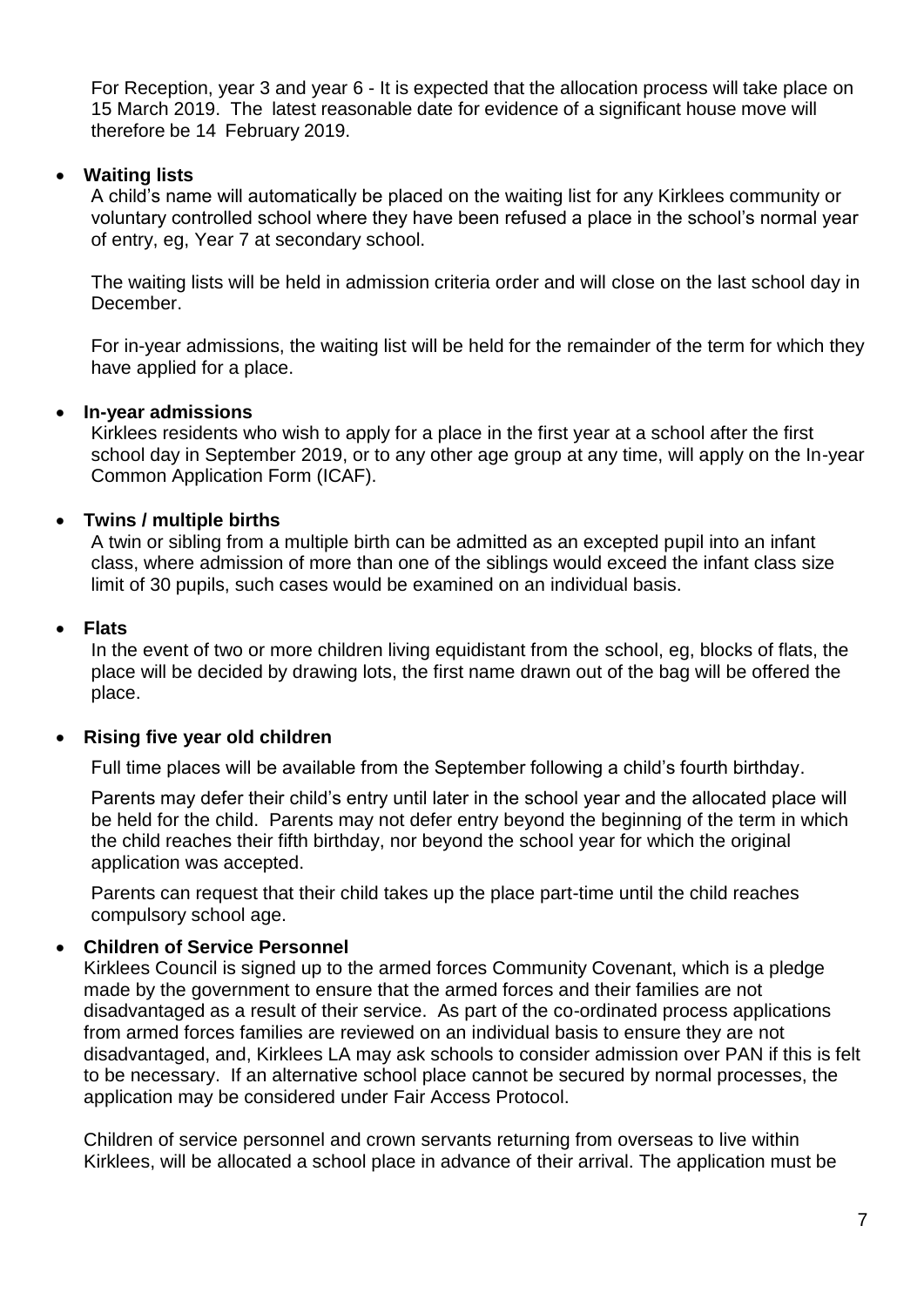For Reception, year 3 and year 6 - It is expected that the allocation process will take place on 15 March 2019. The latest reasonable date for evidence of a significant house move will therefore be 14 February 2019.

- **Waiting lists**

  A child's name will automatically be placed on the waiting list for any Kirklees community or voluntary controlled school where they have been refused a place in the school's normal year of entry, eg, Year 7 at secondary school.

  The waiting lists will be held in admission criteria order and will close on the last school day in December.

  For in-year admissions, the waiting list will be held for the remainder of the term for which they have applied for a place.

- **In-year admissions**

  Kirklees residents who wish to apply for a place in the first year at a school after the first school day in September 2019, or to any other age group at any time, will apply on the In-year Common Application Form (ICAF).

- **Twins / multiple births**

  A twin or sibling from a multiple birth can be admitted as an excepted pupil into an infant class, where admission of more than one of the siblings would exceed the infant class size limit of 30 pupils, such cases would be examined on an individual basis.

- **Flats**

  In the event of two or more children living equidistant from the school, eg, blocks of flats, the place will be decided by drawing lots, the first name drawn out of the bag will be offered the place.

- **Rising five year old children**

  Full time places will be available from the September following a child's fourth birthday.

  Parents may defer their child's entry until later in the school year and the allocated place will be held for the child. Parents may not defer entry beyond the beginning of the term in which the child reaches their fifth birthday, nor beyond the school year for which the original application was accepted.

  Parents can request that their child takes up the place part-time until the child reaches compulsory school age.

- **Children of Service Personnel**

  Kirklees Council is signed up to the armed forces Community Covenant, which is a pledge made by the government to ensure that the armed forces and their families are not disadvantaged as a result of their service. As part of the co-ordinated process applications from armed forces families are reviewed on an individual basis to ensure they are not disadvantaged, and, Kirklees LA may ask schools to consider admission over PAN if this is felt to be necessary. If an alternative school place cannot be secured by normal processes, the application may be considered under Fair Access Protocol.

  Children of service personnel and crown servants returning from overseas to live within Kirklees, will be allocated a school place in advance of their arrival. The application must be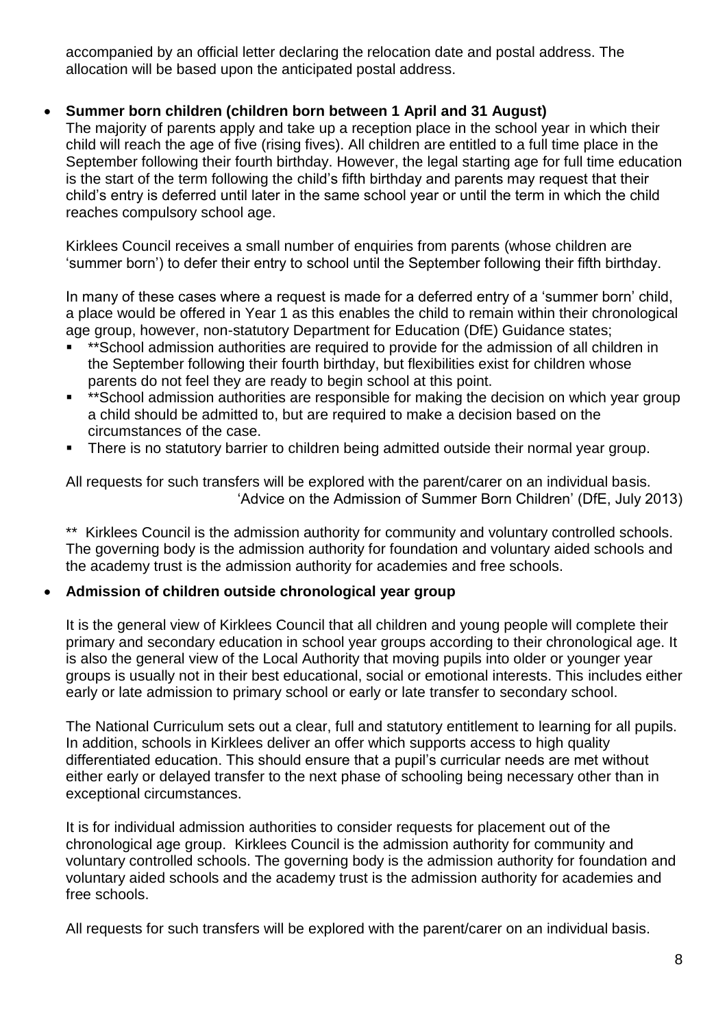accompanied by an official letter declaring the relocation date and postal address. The allocation will be based upon the anticipated postal address.

- **Summer born children (children born between 1 April and 31 August)**

  The majority of parents apply and take up a reception place in the school year in which their child will reach the age of five (rising fives). All children are entitled to a full time place in the September following their fourth birthday. However, the legal starting age for full time education is the start of the term following the child's fifth birthday and parents may request that their child's entry is deferred until later in the same school year or until the term in which the child reaches compulsory school age.

  Kirklees Council receives a small number of enquiries from parents (whose children are 'summer born') to defer their entry to school until the September following their fifth birthday.

  In many of these cases where a request is made for a deferred entry of a 'summer born' child, a place would be offered in Year 1 as this enables the child to remain within their chronological age group, however, non-statutory Department for Education (DfE) Guidance states;

  - **School admission authorities are required to provide for the admission of all children in the September following their fourth birthday, but flexibilities exist for children whose parents do not feel they are ready to begin school at this point.
  - **School admission authorities are responsible for making the decision on which year group a child should be admitted to, but are required to make a decision based on the circumstances of the case.
  - There is no statutory barrier to children being admitted outside their normal year group.

  All requests for such transfers will be explored with the parent/carer on an individual basis.

  'Advice on the Admission of Summer Born Children' (DfE, July 2013)

  ** Kirklees Council is the admission authority for community and voluntary controlled schools. The governing body is the admission authority for foundation and voluntary aided schools and the academy trust is the admission authority for academies and free schools.

- **Admission of children outside chronological year group**

  It is the general view of Kirklees Council that all children and young people will complete their primary and secondary education in school year groups according to their chronological age. It is also the general view of the Local Authority that moving pupils into older or younger year groups is usually not in their best educational, social or emotional interests. This includes either early or late admission to primary school or early or late transfer to secondary school.

  The National Curriculum sets out a clear, full and statutory entitlement to learning for all pupils. In addition, schools in Kirklees deliver an offer which supports access to high quality differentiated education. This should ensure that a pupil's curricular needs are met without either early or delayed transfer to the next phase of schooling being necessary other than in exceptional circumstances.

  It is for individual admission authorities to consider requests for placement out of the chronological age group. Kirklees Council is the admission authority for community and voluntary controlled schools. The governing body is the admission authority for foundation and voluntary aided schools and the academy trust is the admission authority for academies and free schools.

  All requests for such transfers will be explored with the parent/carer on an individual basis.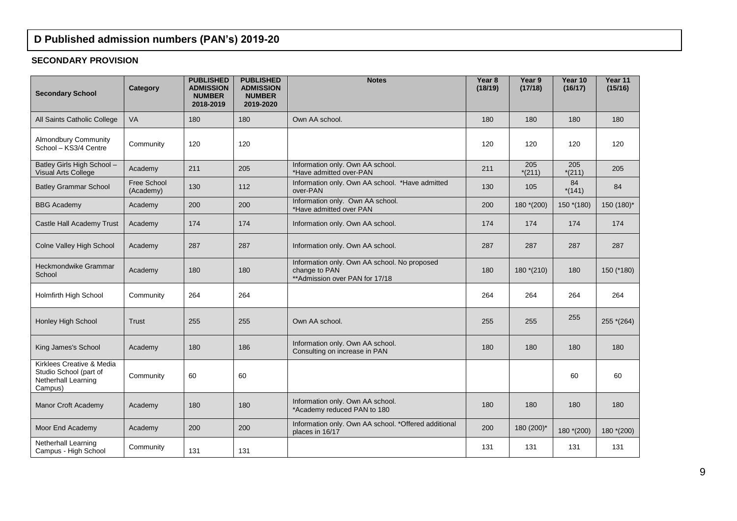## D Published admission numbers (PAN's) 2019-20

### SECONDARY PROVISION

| Secondary School | Category | PUBLISHED ADMISSION NUMBER 2018-2019 | PUBLISHED ADMISSION NUMBER 2019-2020 | Notes | Year 8 (18/19) | Year 9 (17/18) | Year 10 (16/17) | Year 11 (15/16) |
|---|---|---|---|---|---|---|---|---|
| All Saints Catholic College | VA | 180 | 180 | Own AA school. | 180 | 180 | 180 | 180 |
| Almondbury Community School – KS3/4 Centre | Community | 120 | 120 | | 120 | 120 | 120 | 120 |
| Batley Girls High School – Visual Arts College | Academy | 211 | 205 | Information only. Own AA school. *Have admitted over-PAN | 211 | 205 *(211) | 205 *(211) | 205 |
| Batley Grammar School | Free School (Academy) | 130 | 112 | Information only. Own AA school. *Have admitted over-PAN | 130 | 105 | 84 *(141) | 84 |
| BBG Academy | Academy | 200 | 200 | Information only. Own AA school. *Have admitted over PAN | 200 | 180 *(200) | 150 *(180) | 150 (180)* |
| Castle Hall Academy Trust | Academy | 174 | 174 | Information only. Own AA school. | 174 | 174 | 174 | 174 |
| Colne Valley High School | Academy | 287 | 287 | Information only. Own AA school. | 287 | 287 | 287 | 287 |
| Heckmondwike Grammar School | Academy | 180 | 180 | Information only. Own AA school. No proposed change to PAN **Admission over PAN for 17/18 | 180 | 180 *(210) | 180 | 150 (*180) |
| Holmfirth High School | Community | 264 | 264 | | 264 | 264 | 264 | 264 |
| Honley High School | Trust | 255 | 255 | Own AA school. | 255 | 255 | 255 | 255 *(264) |
| King James's School | Academy | 180 | 186 | Information only. Own AA school. Consulting on increase in PAN | 180 | 180 | 180 | 180 |
| Kirklees Creative & Media Studio School (part of Netherhall Learning Campus) | Community | 60 | 60 | | | | 60 | 60 |
| Manor Croft Academy | Academy | 180 | 180 | Information only. Own AA school. *Academy reduced PAN to 180 | 180 | 180 | 180 | 180 |
| Moor End Academy | Academy | 200 | 200 | Information only. Own AA school. *Offered additional places in 16/17 | 200 | 180 (200)* | 180 *(200) | 180 *(200) |
| Netherhall Learning Campus - High School | Community | 131 | 131 | | 131 | 131 | 131 | 131 |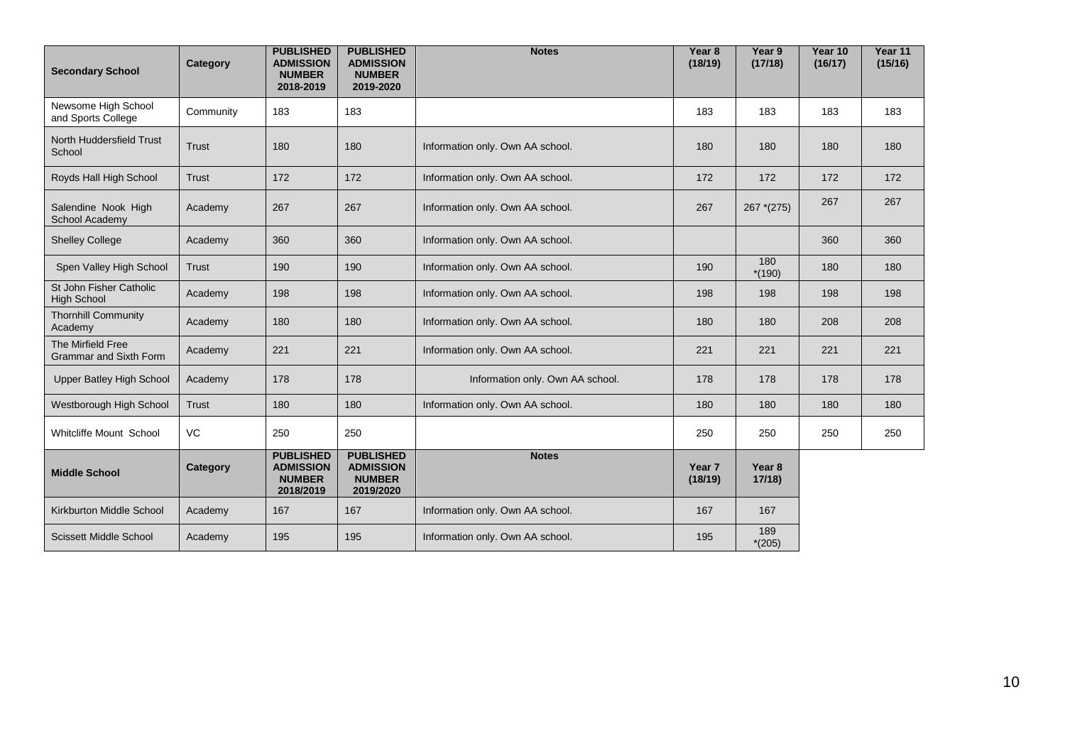| Secondary School | Category | PUBLISHED ADMISSION NUMBER 2018-2019 | PUBLISHED ADMISSION NUMBER 2019-2020 | Notes | Year 8 (18/19) | Year 9 (17/18) | Year 10 (16/17) | Year 11 (15/16) |
|---|---|---|---|---|---|---|---|---|
| Newsome High School and Sports College | Community | 183 | 183 | | 183 | 183 | 183 | 183 |
| North Huddersfield Trust School | Trust | 180 | 180 | Information only. Own AA school. | 180 | 180 | 180 | 180 |
| Royds Hall High School | Trust | 172 | 172 | Information only. Own AA school. | 172 | 172 | 172 | 172 |
| Salendine Nook High School Academy | Academy | 267 | 267 | Information only. Own AA school. | 267 | 267 *(275) | 267 | 267 |
| Shelley College | Academy | 360 | 360 | Information only. Own AA school. | | | 360 | 360 |
| Spen Valley High School | Trust | 190 | 190 | Information only. Own AA school. | 190 | 180 *(190) | 180 | 180 |
| St John Fisher Catholic High School | Academy | 198 | 198 | Information only. Own AA school. | 198 | 198 | 198 | 198 |
| Thornhill Community Academy | Academy | 180 | 180 | Information only. Own AA school. | 180 | 180 | 208 | 208 |
| The Mirfield Free Grammar and Sixth Form | Academy | 221 | 221 | Information only. Own AA school. | 221 | 221 | 221 | 221 |
| Upper Batley High School | Academy | 178 | 178 | Information only. Own AA school. | 178 | 178 | 178 | 178 |
| Westborough High School | Trust | 180 | 180 | Information only. Own AA school. | 180 | 180 | 180 | 180 |
| Whitcliffe Mount School | VC | 250 | 250 | | 250 | 250 | 250 | 250 |

| Middle School | Category | PUBLISHED ADMISSION NUMBER 2018/2019 | PUBLISHED ADMISSION NUMBER 2019/2020 | Notes | Year 7 (18/19) | Year 8 17/18) |
|---|---|---|---|---|---|---|
| Kirkburton Middle School | Academy | 167 | 167 | Information only. Own AA school. | 167 | 167 |
| Scissett Middle School | Academy | 195 | 195 | Information only. Own AA school. | 195 | 189 *(205) |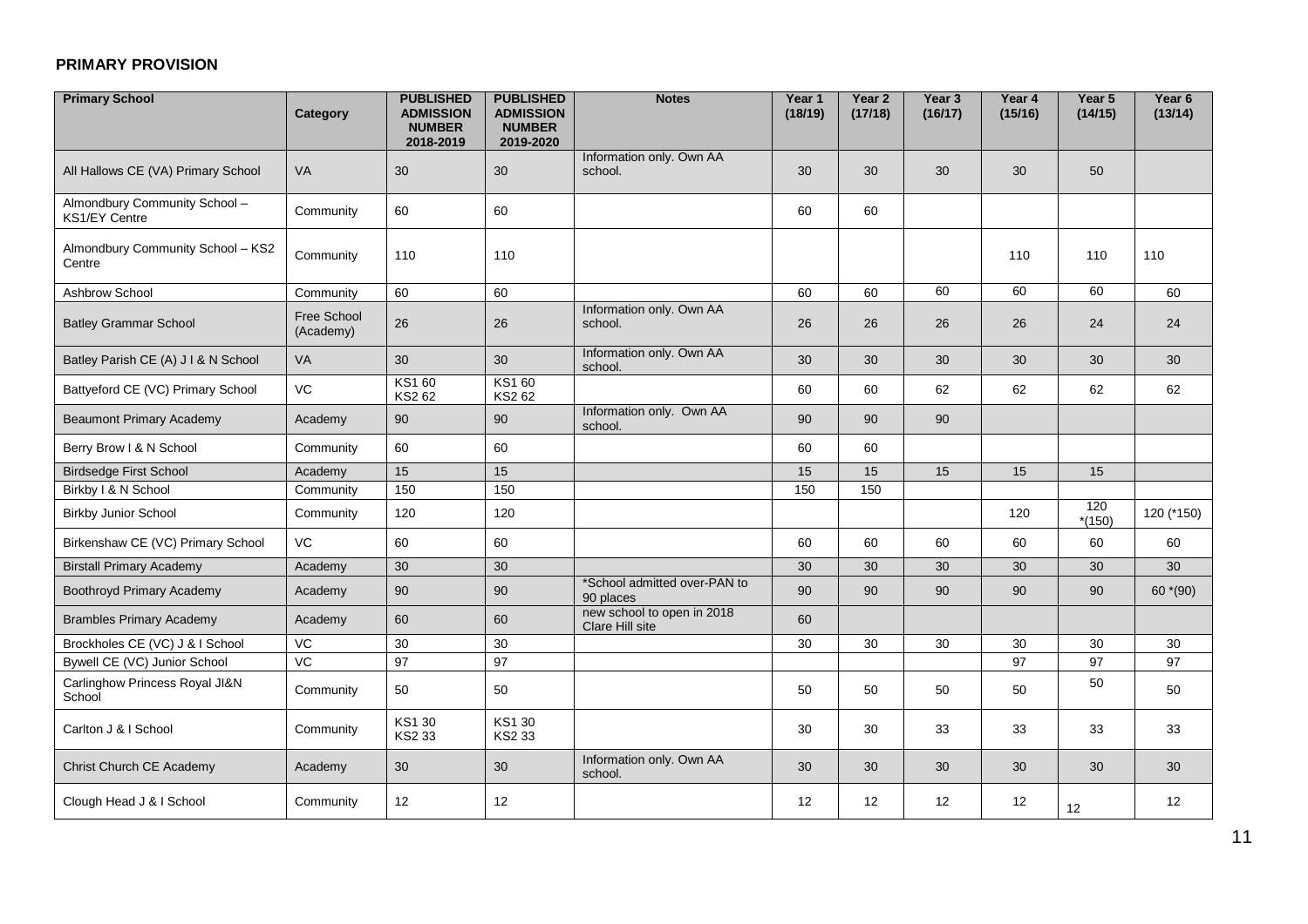## PRIMARY PROVISION

| Primary School | Category | PUBLISHED ADMISSION NUMBER 2018-2019 | PUBLISHED ADMISSION NUMBER 2019-2020 | Notes | Year 1 (18/19) | Year 2 (17/18) | Year 3 (16/17) | Year 4 (15/16) | Year 5 (14/15) | Year 6 (13/14) |
|---|---|---|---|---|---|---|---|---|---|---|
| All Hallows CE (VA) Primary School | VA | 30 | 30 | Information only. Own AA school. | 30 | 30 | 30 | 30 | 50 | |
| Almondbury Community School – KS1/EY Centre | Community | 60 | 60 | | 60 | 60 | | | | |
| Almondbury Community School – KS2 Centre | Community | 110 | 110 | | | | | 110 | 110 | 110 |
| Ashbrow School | Community | 60 | 60 | | 60 | 60 | 60 | 60 | 60 | 60 |
| Batley Grammar School | Free School (Academy) | 26 | 26 | Information only. Own AA school. | 26 | 26 | 26 | 26 | 24 | 24 |
| Batley Parish CE (A) J I & N School | VA | 30 | 30 | Information only. Own AA school. | 30 | 30 | 30 | 30 | 30 | 30 |
| Battyeford CE (VC) Primary School | VC | KS1 60 KS2 62 | KS1 60 KS2 62 | | 60 | 60 | 62 | 62 | 62 | 62 |
| Beaumont Primary Academy | Academy | 90 | 90 | Information only. Own AA school. | 90 | 90 | 90 | | | |
| Berry Brow I & N School | Community | 60 | 60 | | 60 | 60 | | | | |
| Birdsedge First School | Academy | 15 | 15 | | 15 | 15 | 15 | 15 | 15 | |
| Birkby I & N School | Community | 150 | 150 | | 150 | 150 | | | | |
| Birkby Junior School | Community | 120 | 120 | | | | | 120 | 120 *(150) | 120 (*150) |
| Birkenshaw CE (VC) Primary School | VC | 60 | 60 | | 60 | 60 | 60 | 60 | 60 | 60 |
| Birstall Primary Academy | Academy | 30 | 30 | | 30 | 30 | 30 | 30 | 30 | 30 |
| Boothroyd Primary Academy | Academy | 90 | 90 | *School admitted over-PAN to 90 places | 90 | 90 | 90 | 90 | 90 | 60 *(90) |
| Brambles Primary Academy | Academy | 60 | 60 | new school to open in 2018 Clare Hill site | 60 | | | | | |
| Brockholes CE (VC) J & I School | VC | 30 | 30 | | 30 | 30 | 30 | 30 | 30 | 30 |
| Bywell CE (VC) Junior School | VC | 97 | 97 | | | | | 97 | 97 | 97 |
| Carlinghow Princess Royal JI&N School | Community | 50 | 50 | | 50 | 50 | 50 | 50 | 50 | 50 |
| Carlton J & I School | Community | KS1 30 KS2 33 | KS1 30 KS2 33 | | 30 | 30 | 33 | 33 | 33 | 33 |
| Christ Church CE Academy | Academy | 30 | 30 | Information only. Own AA school. | 30 | 30 | 30 | 30 | 30 | 30 |
| Clough Head J & I School | Community | 12 | 12 | | 12 | 12 | 12 | 12 | 12 | 12 |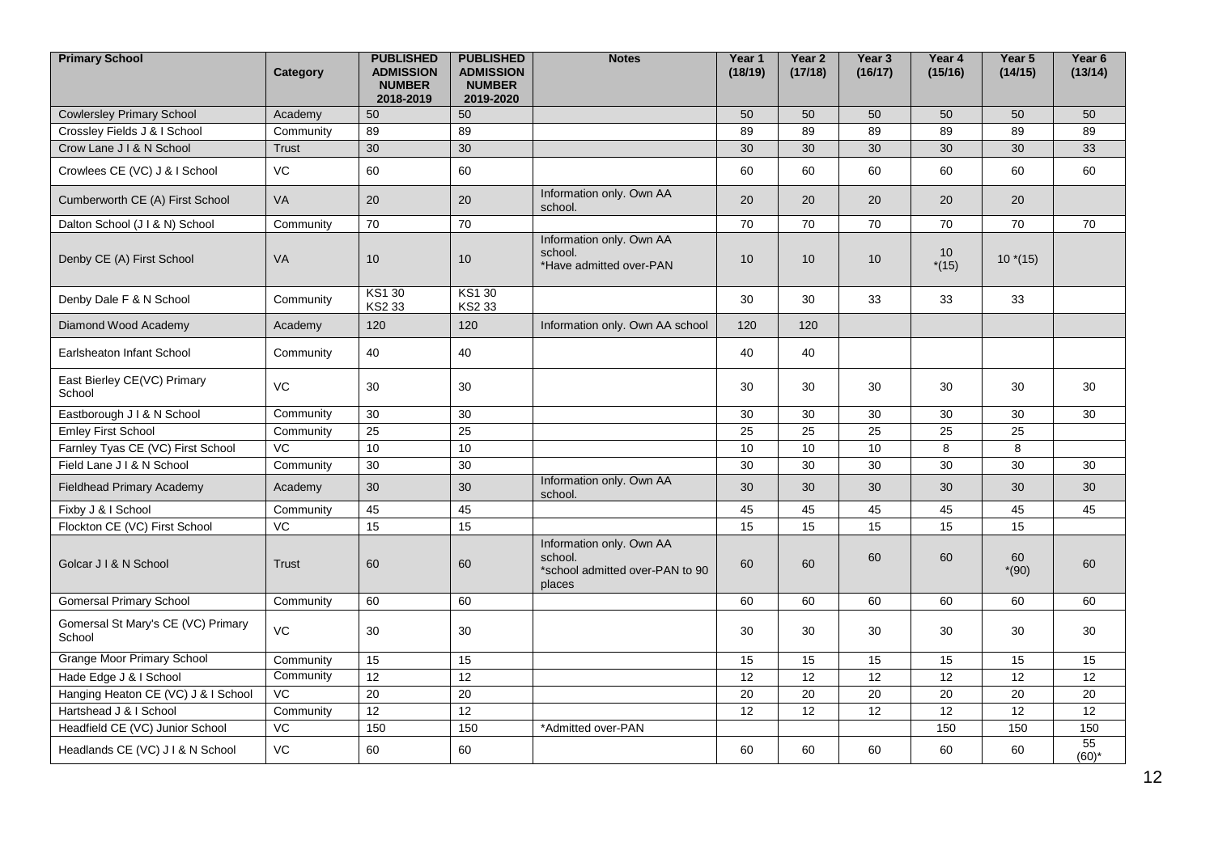| Primary School | Category | PUBLISHED ADMISSION NUMBER 2018-2019 | PUBLISHED ADMISSION NUMBER 2019-2020 | Notes | Year 1 (18/19) | Year 2 (17/18) | Year 3 (16/17) | Year 4 (15/16) | Year 5 (14/15) | Year 6 (13/14) |
|---|---|---|---|---|---|---|---|---|---|---|
| Cowlersley Primary School | Academy | 50 | 50 | | 50 | 50 | 50 | 50 | 50 | 50 |
| Crossley Fields J & I School | Community | 89 | 89 | | 89 | 89 | 89 | 89 | 89 | 89 |
| Crow Lane J I & N School | Trust | 30 | 30 | | 30 | 30 | 30 | 30 | 30 | 33 |
| Crowlees CE (VC) J & I School | VC | 60 | 60 | | 60 | 60 | 60 | 60 | 60 | 60 |
| Cumberworth CE (A) First School | VA | 20 | 20 | Information only. Own AA school. | 20 | 20 | 20 | 20 | 20 | |
| Dalton School (J I & N) School | Community | 70 | 70 | | 70 | 70 | 70 | 70 | 70 | 70 |
| Denby CE (A) First School | VA | 10 | 10 | Information only. Own AA school. *Have admitted over-PAN | 10 | 10 | 10 | 10 *(15) | 10 *(15) | |
| Denby Dale F & N School | Community | KS1 30 KS2 33 | KS1 30 KS2 33 | | 30 | 30 | 33 | 33 | 33 | |
| Diamond Wood Academy | Academy | 120 | 120 | Information only. Own AA school | 120 | 120 | | | | |
| Earlsheaton Infant School | Community | 40 | 40 | | 40 | 40 | | | | |
| East Bierley CE(VC) Primary School | VC | 30 | 30 | | 30 | 30 | 30 | 30 | 30 | 30 |
| Eastborough J I & N School | Community | 30 | 30 | | 30 | 30 | 30 | 30 | 30 | 30 |
| Emley First School | Community | 25 | 25 | | 25 | 25 | 25 | 25 | 25 | |
| Farnley Tyas CE (VC) First School | VC | 10 | 10 | | 10 | 10 | 10 | 8 | 8 | |
| Field Lane J I & N School | Community | 30 | 30 | | 30 | 30 | 30 | 30 | 30 | 30 |
| Fieldhead Primary Academy | Academy | 30 | 30 | Information only. Own AA school. | 30 | 30 | 30 | 30 | 30 | 30 |
| Fixby J & I School | Community | 45 | 45 | | 45 | 45 | 45 | 45 | 45 | 45 |
| Flockton CE (VC) First School | VC | 15 | 15 | | 15 | 15 | 15 | 15 | 15 | |
| Golcar J I & N School | Trust | 60 | 60 | Information only. Own AA school. *school admitted over-PAN to 90 places | 60 | 60 | 60 | 60 | 60 *(90) | 60 |
| Gomersal Primary School | Community | 60 | 60 | | 60 | 60 | 60 | 60 | 60 | 60 |
| Gomersal St Mary's CE (VC) Primary School | VC | 30 | 30 | | 30 | 30 | 30 | 30 | 30 | 30 |
| Grange Moor Primary School | Community | 15 | 15 | | 15 | 15 | 15 | 15 | 15 | 15 |
| Hade Edge J & I School | Community | 12 | 12 | | 12 | 12 | 12 | 12 | 12 | 12 |
| Hanging Heaton CE (VC) J & I School | VC | 20 | 20 | | 20 | 20 | 20 | 20 | 20 | 20 |
| Hartshead J & I School | Community | 12 | 12 | | 12 | 12 | 12 | 12 | 12 | 12 |
| Headfield CE (VC) Junior School | VC | 150 | 150 | *Admitted over-PAN | | | | 150 | 150 | 150 |
| Headlands CE (VC) J I & N School | VC | 60 | 60 | | 60 | 60 | 60 | 60 | 60 | 55 (60)* |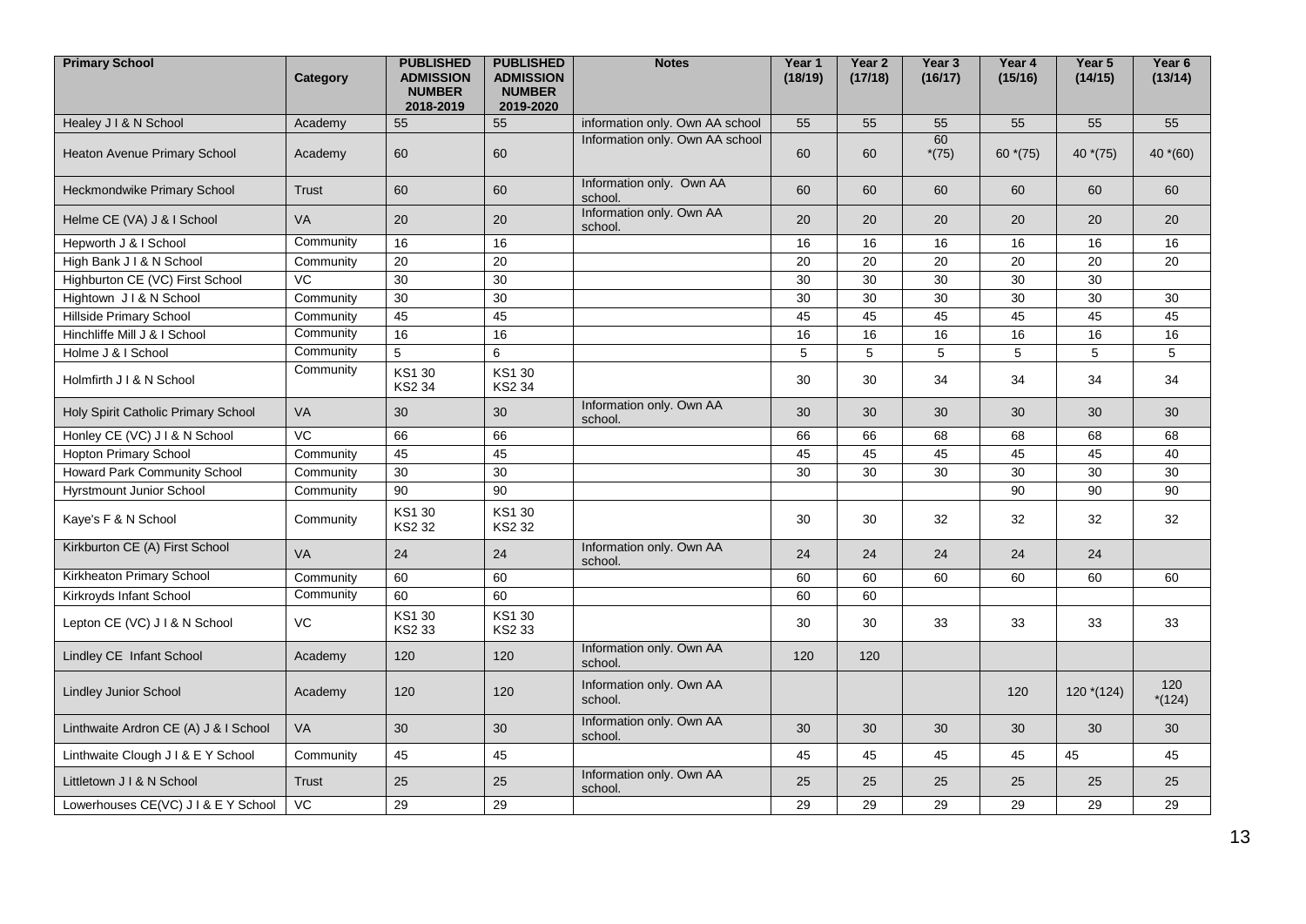| Primary School | Category | PUBLISHED ADMISSION NUMBER 2018-2019 | PUBLISHED ADMISSION NUMBER 2019-2020 | Notes | Year 1 (18/19) | Year 2 (17/18) | Year 3 (16/17) | Year 4 (15/16) | Year 5 (14/15) | Year 6 (13/14) |
|---|---|---|---|---|---|---|---|---|---|---|
| Healey J I & N School | Academy | 55 | 55 | information only. Own AA school | 55 | 55 | 55 | 55 | 55 | 55 |
| Heaton Avenue Primary School | Academy | 60 | 60 | Information only. Own AA school | 60 | 60 | 60 *(75) | 60 *(75) | 40 *(75) | 40 *(60) |
| Heckmondwike Primary School | Trust | 60 | 60 | Information only. Own AA school. | 60 | 60 | 60 | 60 | 60 | 60 |
| Helme CE (VA) J & I School | VA | 20 | 20 | Information only. Own AA school. | 20 | 20 | 20 | 20 | 20 | 20 |
| Hepworth J & I School | Community | 16 | 16 | | 16 | 16 | 16 | 16 | 16 | 16 |
| High Bank J I & N School | Community | 20 | 20 | | 20 | 20 | 20 | 20 | 20 | 20 |
| Highburton CE (VC) First School | VC | 30 | 30 | | 30 | 30 | 30 | 30 | 30 | |
| Hightown J I & N School | Community | 30 | 30 | | 30 | 30 | 30 | 30 | 30 | 30 |
| Hillside Primary School | Community | 45 | 45 | | 45 | 45 | 45 | 45 | 45 | 45 |
| Hinchliffe Mill J & I School | Community | 16 | 16 | | 16 | 16 | 16 | 16 | 16 | 16 |
| Holme J & I School | Community | 5 | 6 | | 5 | 5 | 5 | 5 | 5 | 5 |
| Holmfirth J I & N School | Community | KS1 30 KS2 34 | KS1 30 KS2 34 | | 30 | 30 | 34 | 34 | 34 | 34 |
| Holy Spirit Catholic Primary School | VA | 30 | 30 | Information only. Own AA school. | 30 | 30 | 30 | 30 | 30 | 30 |
| Honley CE (VC) J I & N School | VC | 66 | 66 | | 66 | 66 | 68 | 68 | 68 | 68 |
| Hopton Primary School | Community | 45 | 45 | | 45 | 45 | 45 | 45 | 45 | 40 |
| Howard Park Community School | Community | 30 | 30 | | 30 | 30 | 30 | 30 | 30 | 30 |
| Hyrstmount Junior School | Community | 90 | 90 | | | | | 90 | 90 | 90 |
| Kaye's F & N School | Community | KS1 30 KS2 32 | KS1 30 KS2 32 | | 30 | 30 | 32 | 32 | 32 | 32 |
| Kirkburton CE (A) First School | VA | 24 | 24 | Information only. Own AA school. | 24 | 24 | 24 | 24 | 24 | |
| Kirkheaton Primary School | Community | 60 | 60 | | 60 | 60 | 60 | 60 | 60 | 60 |
| Kirkroyds Infant School | Community | 60 | 60 | | 60 | 60 | | | | |
| Lepton CE (VC) J I & N School | VC | KS1 30 KS2 33 | KS1 30 KS2 33 | | 30 | 30 | 33 | 33 | 33 | 33 |
| Lindley CE Infant School | Academy | 120 | 120 | Information only. Own AA school. | 120 | 120 | | | | |
| Lindley Junior School | Academy | 120 | 120 | Information only. Own AA school. | | | | 120 | 120 *(124) | 120 *(124) |
| Linthwaite Ardron CE (A) J & I School | VA | 30 | 30 | Information only. Own AA school. | 30 | 30 | 30 | 30 | 30 | 30 |
| Linthwaite Clough J I & E Y School | Community | 45 | 45 | | 45 | 45 | 45 | 45 | 45 | 45 |
| Littletown J I & N School | Trust | 25 | 25 | Information only. Own AA school. | 25 | 25 | 25 | 25 | 25 | 25 |
| Lowerhouses CE(VC) J I & E Y School | VC | 29 | 29 | | 29 | 29 | 29 | 29 | 29 | 29 |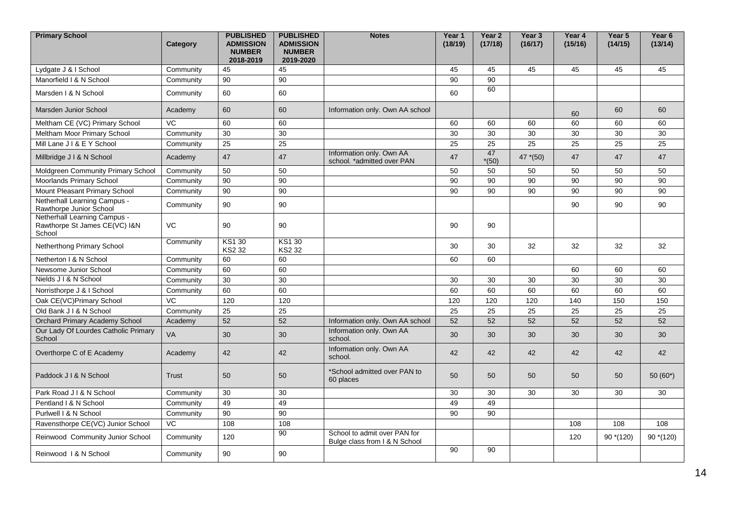| Primary School | Category | PUBLISHED ADMISSION NUMBER 2018-2019 | PUBLISHED ADMISSION NUMBER 2019-2020 | Notes | Year 1 (18/19) | Year 2 (17/18) | Year 3 (16/17) | Year 4 (15/16) | Year 5 (14/15) | Year 6 (13/14) |
|---|---|---|---|---|---|---|---|---|---|---|
| Lydgate J & I School | Community | 45 | 45 | | 45 | 45 | 45 | 45 | 45 | 45 |
| Manorfield I & N School | Community | 90 | 90 | | 90 | 90 | | | | |
| Marsden I & N School | Community | 60 | 60 | | 60 | 60 | | | | |
| Marsden Junior School | Academy | 60 | 60 | Information only. Own AA school | | | | 60 | 60 | 60 |
| Meltham CE (VC) Primary School | VC | 60 | 60 | | 60 | 60 | 60 | 60 | 60 | 60 |
| Meltham Moor Primary School | Community | 30 | 30 | | 30 | 30 | 30 | 30 | 30 | 30 |
| Mill Lane J I & E Y School | Community | 25 | 25 | | 25 | 25 | 25 | 25 | 25 | 25 |
| Millbridge J I & N School | Academy | 47 | 47 | Information only. Own AA school. *admitted over PAN | 47 | 47 *(50) | 47 *(50) | 47 | 47 | 47 |
| Moldgreen Community Primary School | Community | 50 | 50 | | 50 | 50 | 50 | 50 | 50 | 50 |
| Moorlands Primary School | Community | 90 | 90 | | 90 | 90 | 90 | 90 | 90 | 90 |
| Mount Pleasant Primary School | Community | 90 | 90 | | 90 | 90 | 90 | 90 | 90 | 90 |
| Netherhall Learning Campus - Rawthorpe Junior School | Community | 90 | 90 | | | | | 90 | 90 | 90 |
| Netherhall Learning Campus - Rawthorpe St James CE(VC) I&N School | VC | 90 | 90 | | 90 | 90 | | | | |
| Netherthong Primary School | Community | KS1 30 KS2 32 | KS1 30 KS2 32 | | 30 | 30 | 32 | 32 | 32 | 32 |
| Netherton I & N School | Community | 60 | 60 | | 60 | 60 | | | | |
| Newsome Junior School | Community | 60 | 60 | | | | | 60 | 60 | 60 |
| Nields J I & N School | Community | 30 | 30 | | 30 | 30 | 30 | 30 | 30 | 30 |
| Norristhorpe J & I School | Community | 60 | 60 | | 60 | 60 | 60 | 60 | 60 | 60 |
| Oak CE(VC)Primary School | VC | 120 | 120 | | 120 | 120 | 120 | 140 | 150 | 150 |
| Old Bank J I & N School | Community | 25 | 25 | | 25 | 25 | 25 | 25 | 25 | 25 |
| Orchard Primary Academy School | Academy | 52 | 52 | Information only. Own AA school | 52 | 52 | 52 | 52 | 52 | 52 |
| Our Lady Of Lourdes Catholic Primary School | VA | 30 | 30 | Information only. Own AA school. | 30 | 30 | 30 | 30 | 30 | 30 |
| Overthorpe C of E Academy | Academy | 42 | 42 | Information only. Own AA school. | 42 | 42 | 42 | 42 | 42 | 42 |
| Paddock J I & N School | Trust | 50 | 50 | *School admitted over PAN to 60 places | 50 | 50 | 50 | 50 | 50 | 50 (60*) |
| Park Road J I & N School | Community | 30 | 30 | | 30 | 30 | 30 | 30 | 30 | 30 |
| Pentland I & N School | Community | 49 | 49 | | 49 | 49 | | | | |
| Purlwell I & N School | Community | 90 | 90 | | 90 | 90 | | | | |
| Ravensthorpe CE(VC) Junior School | VC | 108 | 108 | | | | | 108 | 108 | 108 |
| Reinwood Community Junior School | Community | 120 | 90 | School to admit over PAN for Bulge class from I & N School | | | | 120 | 90 *(120) | 90 *(120) |
| Reinwood I & N School | Community | 90 | 90 | | 90 | 90 | | | | |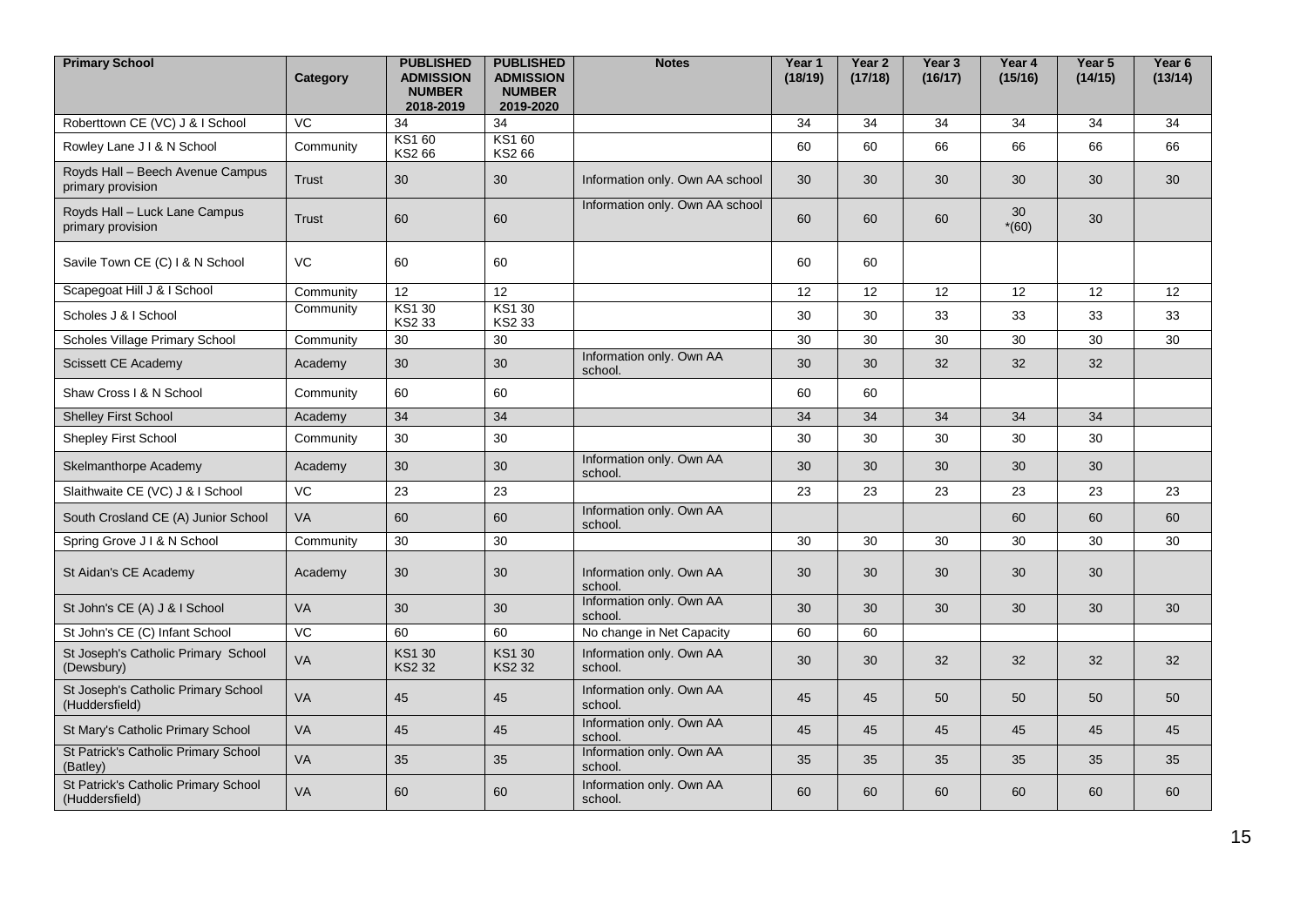| Primary School | Category | PUBLISHED ADMISSION NUMBER 2018-2019 | PUBLISHED ADMISSION NUMBER 2019-2020 | Notes | Year 1 (18/19) | Year 2 (17/18) | Year 3 (16/17) | Year 4 (15/16) | Year 5 (14/15) | Year 6 (13/14) |
|---|---|---|---|---|---|---|---|---|---|---|
| Roberttown CE (VC) J & I School | VC | 34 | 34 | | 34 | 34 | 34 | 34 | 34 | 34 |
| Rowley Lane J I & N School | Community | KS1 60 KS2 66 | KS1 60 KS2 66 | | 60 | 60 | 66 | 66 | 66 | 66 |
| Royds Hall – Beech Avenue Campus primary provision | Trust | 30 | 30 | Information only. Own AA school | 30 | 30 | 30 | 30 | 30 | 30 |
| Royds Hall – Luck Lane Campus primary provision | Trust | 60 | 60 | Information only. Own AA school | 60 | 60 | 60 | 30 *(60) | 30 | |
| Savile Town CE (C) I & N School | VC | 60 | 60 | | 60 | 60 | | | | |
| Scapegoat Hill J & I School | Community | 12 | 12 | | 12 | 12 | 12 | 12 | 12 | 12 |
| Scholes J & I School | Community | KS1 30 KS2 33 | KS1 30 KS2 33 | | 30 | 30 | 33 | 33 | 33 | 33 |
| Scholes Village Primary School | Community | 30 | 30 | | 30 | 30 | 30 | 30 | 30 | 30 |
| Scissett CE Academy | Academy | 30 | 30 | Information only. Own AA school. | 30 | 30 | 32 | 32 | 32 | |
| Shaw Cross I & N School | Community | 60 | 60 | | 60 | 60 | | | | |
| Shelley First School | Academy | 34 | 34 | | 34 | 34 | 34 | 34 | 34 | |
| Shepley First School | Community | 30 | 30 | | 30 | 30 | 30 | 30 | 30 | |
| Skelmanthorpe Academy | Academy | 30 | 30 | Information only. Own AA school. | 30 | 30 | 30 | 30 | 30 | |
| Slaithwaite CE (VC) J & I School | VC | 23 | 23 | | 23 | 23 | 23 | 23 | 23 | 23 |
| South Crosland CE (A) Junior School | VA | 60 | 60 | Information only. Own AA school. | | | | 60 | 60 | 60 |
| Spring Grove J I & N School | Community | 30 | 30 | | 30 | 30 | 30 | 30 | 30 | 30 |
| St Aidan's CE Academy | Academy | 30 | 30 | Information only. Own AA school. | 30 | 30 | 30 | 30 | 30 | |
| St John's CE (A) J & I School | VA | 30 | 30 | Information only. Own AA school. | 30 | 30 | 30 | 30 | 30 | 30 |
| St John's CE (C) Infant School | VC | 60 | 60 | No change in Net Capacity | 60 | 60 | | | | |
| St Joseph's Catholic Primary School (Dewsbury) | VA | KS1 30 KS2 32 | KS1 30 KS2 32 | Information only. Own AA school. | 30 | 30 | 32 | 32 | 32 | 32 |
| St Joseph's Catholic Primary School (Huddersfield) | VA | 45 | 45 | Information only. Own AA school. | 45 | 45 | 50 | 50 | 50 | 50 |
| St Mary's Catholic Primary School | VA | 45 | 45 | Information only. Own AA school. | 45 | 45 | 45 | 45 | 45 | 45 |
| St Patrick's Catholic Primary School (Batley) | VA | 35 | 35 | Information only. Own AA school. | 35 | 35 | 35 | 35 | 35 | 35 |
| St Patrick's Catholic Primary School (Huddersfield) | VA | 60 | 60 | Information only. Own AA school. | 60 | 60 | 60 | 60 | 60 | 60 |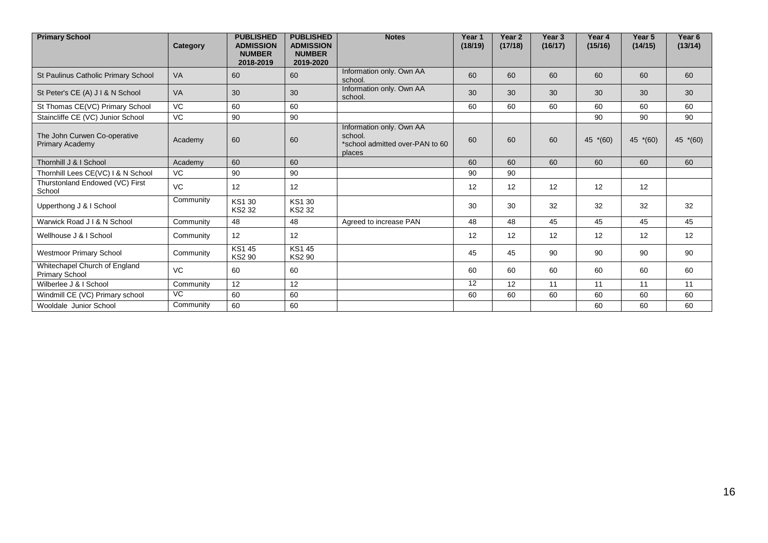| Primary School | Category | PUBLISHED ADMISSION NUMBER 2018-2019 | PUBLISHED ADMISSION NUMBER 2019-2020 | Notes | Year 1 (18/19) | Year 2 (17/18) | Year 3 (16/17) | Year 4 (15/16) | Year 5 (14/15) | Year 6 (13/14) |
|---|---|---|---|---|---|---|---|---|---|---|
| St Paulinus Catholic Primary School | VA | 60 | 60 | Information only. Own AA school. | 60 | 60 | 60 | 60 | 60 | 60 |
| St Peter's CE (A) J I & N School | VA | 30 | 30 | Information only. Own AA school. | 30 | 30 | 30 | 30 | 30 | 30 |
| St Thomas CE(VC) Primary School | VC | 60 | 60 | | 60 | 60 | 60 | 60 | 60 | 60 |
| Staincliffe CE (VC) Junior School | VC | 90 | 90 | | | | | 90 | 90 | 90 |
| The John Curwen Co-operative Primary Academy | Academy | 60 | 60 | Information only. Own AA school. *school admitted over-PAN to 60 places | 60 | 60 | 60 | 45 *(60) | 45 *(60) | 45 *(60) |
| Thornhill J & I School | Academy | 60 | 60 | | 60 | 60 | 60 | 60 | 60 | 60 |
| Thornhill Lees CE(VC) I & N School | VC | 90 | 90 | | 90 | 90 | | | | |
| Thurstonland Endowed (VC) First School | VC | 12 | 12 | | 12 | 12 | 12 | 12 | 12 | |
| Upperthong J & I School | Community | KS1 30 KS2 32 | KS1 30 KS2 32 | | 30 | 30 | 32 | 32 | 32 | 32 |
| Warwick Road J I & N School | Community | 48 | 48 | Agreed to increase PAN | 48 | 48 | 45 | 45 | 45 | 45 |
| Wellhouse J & I School | Community | 12 | 12 | | 12 | 12 | 12 | 12 | 12 | 12 |
| Westmoor Primary School | Community | KS1 45 KS2 90 | KS1 45 KS2 90 | | 45 | 45 | 90 | 90 | 90 | 90 |
| Whitechapel Church of England Primary School | VC | 60 | 60 | | 60 | 60 | 60 | 60 | 60 | 60 |
| Wilberlee J & I School | Community | 12 | 12 | | 12 | 12 | 11 | 11 | 11 | 11 |
| Windmill CE (VC) Primary school | VC | 60 | 60 | | 60 | 60 | 60 | 60 | 60 | 60 |
| Wooldale Junior School | Community | 60 | 60 | | | | | 60 | 60 | 60 |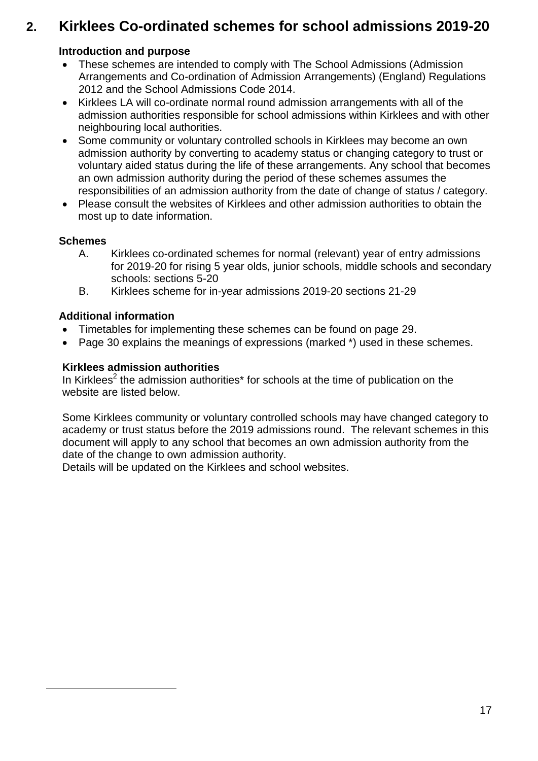## 2. Kirklees Co-ordinated schemes for school admissions 2019-20

**Introduction and purpose**

- These schemes are intended to comply with The School Admissions (Admission Arrangements and Co-ordination of Admission Arrangements) (England) Regulations 2012 and the School Admissions Code 2014.
- Kirklees LA will co-ordinate normal round admission arrangements with all of the admission authorities responsible for school admissions within Kirklees and with other neighbouring local authorities.
- Some community or voluntary controlled schools in Kirklees may become an own admission authority by converting to academy status or changing category to trust or voluntary aided status during the life of these arrangements. Any school that becomes an own admission authority during the period of these schemes assumes the responsibilities of an admission authority from the date of change of status / category.
- Please consult the websites of Kirklees and other admission authorities to obtain the most up to date information.

**Schemes**

A. Kirklees co-ordinated schemes for normal (relevant) year of entry admissions for 2019-20 for rising 5 year olds, junior schools, middle schools and secondary schools: sections 5-20

B. Kirklees scheme for in-year admissions 2019-20 sections 21-29

**Additional information**

- Timetables for implementing these schemes can be found on page 29.
- Page 30 explains the meanings of expressions (marked *) used in these schemes.

**Kirklees admission authorities**

In Kirklees[2] the admission authorities* for schools at the time of publication on the website are listed below.

Some Kirklees community or voluntary controlled schools may have changed category to academy or trust status before the 2019 admissions round. The relevant schemes in this document will apply to any school that becomes an own admission authority from the date of the change to own admission authority.
Details will be updated on the Kirklees and school websites.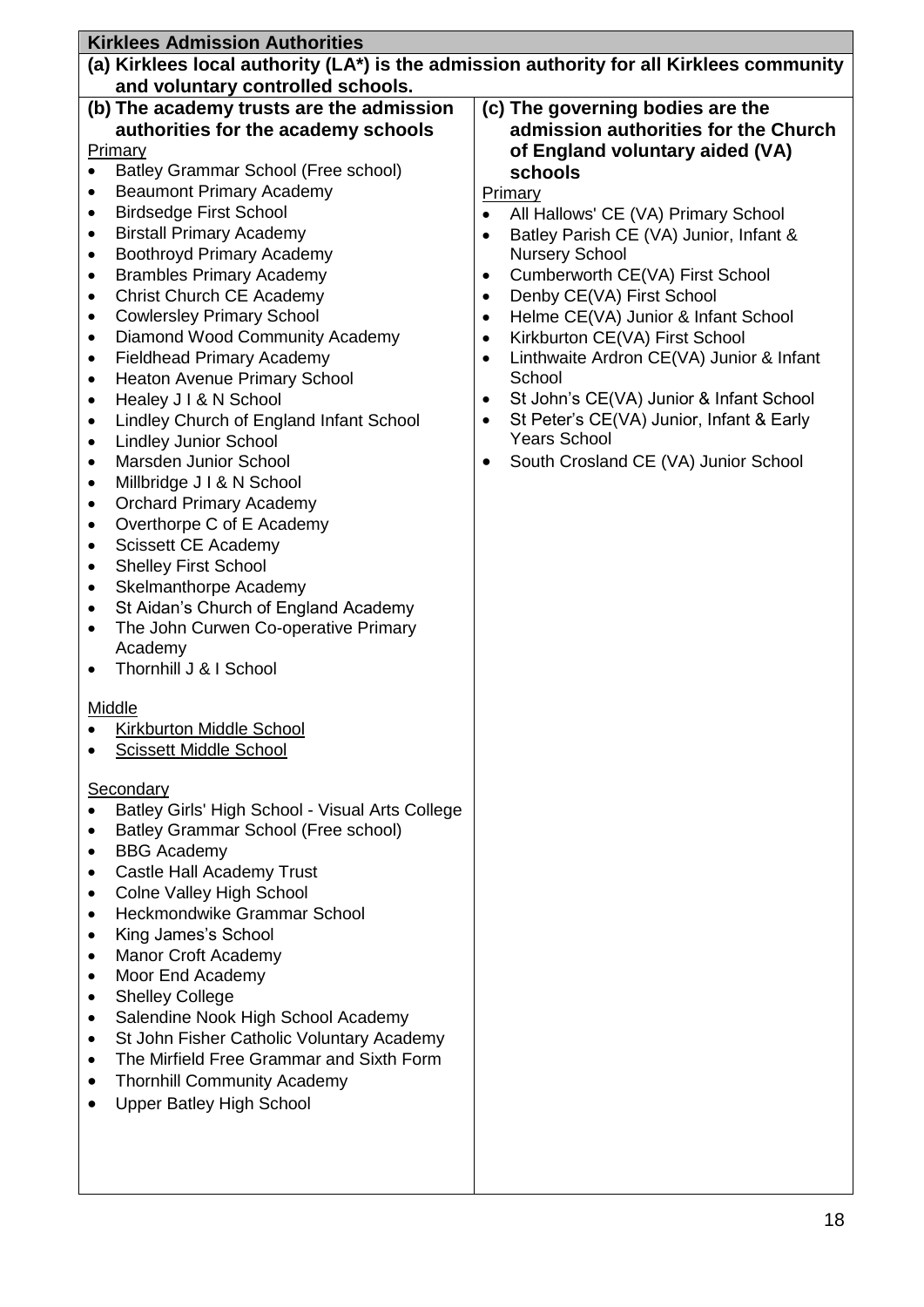## Kirklees Admission Authorities

**(a) Kirklees local authority (LA\*) is the admission authority for all Kirklees community and voluntary controlled schools.**

**(b) The academy trusts are the admission authorities for the academy schools**

Primary

- Batley Grammar School (Free school)
- Beaumont Primary Academy
- Birdsedge First School
- Birstall Primary Academy
- Boothroyd Primary Academy
- Brambles Primary Academy
- Christ Church CE Academy
- Cowlersley Primary School
- Diamond Wood Community Academy
- Fieldhead Primary Academy
- Heaton Avenue Primary School
- Healey J I & N School
- Lindley Church of England Infant School
- Lindley Junior School
- Marsden Junior School
- Millbridge J I & N School
- Orchard Primary Academy
- Overthorpe C of E Academy
- Scissett CE Academy
- Shelley First School
- Skelmanthorpe Academy
- St Aidan's Church of England Academy
- The John Curwen Co-operative Primary Academy
- Thornhill J & I School

Middle

- Kirkburton Middle School
- Scissett Middle School

Secondary

- Batley Girls' High School - Visual Arts College
- Batley Grammar School (Free school)
- BBG Academy
- Castle Hall Academy Trust
- Colne Valley High School
- Heckmondwike Grammar School
- King James's School
- Manor Croft Academy
- Moor End Academy
- Shelley College
- Salendine Nook High School Academy
- St John Fisher Catholic Voluntary Academy
- The Mirfield Free Grammar and Sixth Form
- Thornhill Community Academy
- Upper Batley High School

**(c) The governing bodies are the admission authorities for the Church of England voluntary aided (VA) schools**

Primary

- All Hallows' CE (VA) Primary School
- Batley Parish CE (VA) Junior, Infant & Nursery School
- Cumberworth CE(VA) First School
- Denby CE(VA) First School
- Helme CE(VA) Junior & Infant School
- Kirkburton CE(VA) First School
- Linthwaite Ardron CE(VA) Junior & Infant School
- St John's CE(VA) Junior & Infant School
- St Peter's CE(VA) Junior, Infant & Early Years School
- South Crosland CE (VA) Junior School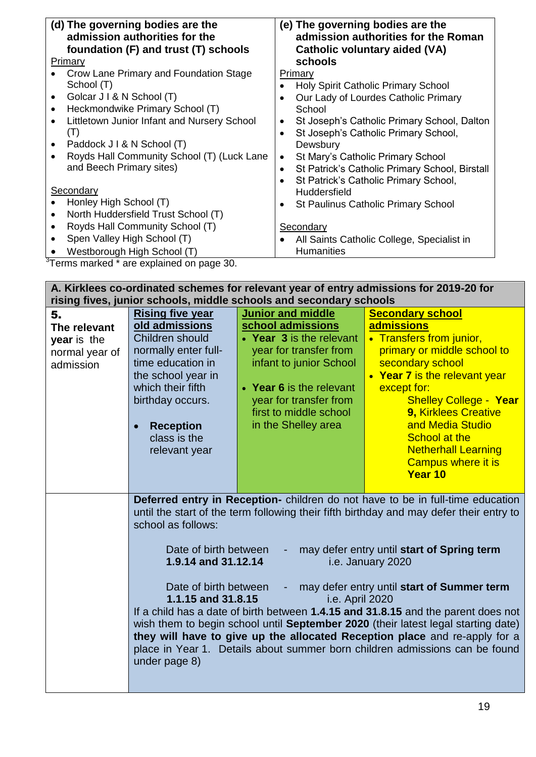| (d) The governing bodies are the admission authorities for the foundation (F) and trust (T) schools | (e) The governing bodies are the admission authorities for the Roman Catholic voluntary aided (VA) schools |
|---|---|
| Primary<br>• Crow Lane Primary and Foundation Stage School (T)<br>• Golcar J I & N School (T)<br>• Heckmondwike Primary School (T)<br>• Littletown Junior Infant and Nursery School (T)<br>• Paddock J I & N School (T)<br>• Royds Hall Community School (T) (Luck Lane and Beech Primary sites)<br><br>Secondary<br>• Honley High School (T)<br>• North Huddersfield Trust School (T)<br>• Royds Hall Community School (T)<br>• Spen Valley High School (T)<br>• Westborough High School (T) | Primary<br>• Holy Spirit Catholic Primary School<br>• Our Lady of Lourdes Catholic Primary School<br>• St Joseph's Catholic Primary School, Dalton<br>• St Joseph's Catholic Primary School, Dewsbury<br>• St Mary's Catholic Primary School<br>• St Patrick's Catholic Primary School, Birstall<br>• St Patrick's Catholic Primary School, Huddersfield<br>• St Paulinus Catholic Primary School<br><br>Secondary<br>• All Saints Catholic College, Specialist in Humanities |

[3]Terms marked * are explained on page 30.

| A. Kirklees co-ordinated schemes for relevant year of entry admissions for 2019-20 for rising fives, junior schools, middle schools and secondary schools | | | |
|---|---|---|---|
| **5. The relevant year** is the normal year of admission | **Rising five year old admissions**<br>Children should normally enter full-time education in the school year in which their fifth birthday occurs.<br>• **Reception** class is the relevant year | **Junior and middle school admissions**<br>• **Year 3** is the relevant year for transfer from infant to junior School<br>• **Year 6** is the relevant year for transfer from first to middle school in the Shelley area | **Secondary school admissions**<br>• Transfers from junior, primary or middle school to secondary school<br>• **Year 7** is the relevant year except for: Shelley College - **Year 9,** Kirklees Creative and Media Studio School at the Netherhall Learning Campus where it is **Year 10** |
| | **Deferred entry in Reception-** children do not have to be in full-time education until the start of the term following their fifth birthday and may defer their entry to school as follows:<br><br>Date of birth between **1.9.14 and 31.12.14** - may defer entry until **start of Spring term** i.e. January 2020<br><br>Date of birth between **1.1.15 and 31.8.15** - may defer entry until **start of Summer term** i.e. April 2020<br>If a child has a date of birth between **1.4.15 and 31.8.15** and the parent does not wish them to begin school until **September 2020** (their latest legal starting date) **they will have to give up the allocated Reception place** and re-apply for a place in Year 1. Details about summer born children admissions can be found under page 8) | | |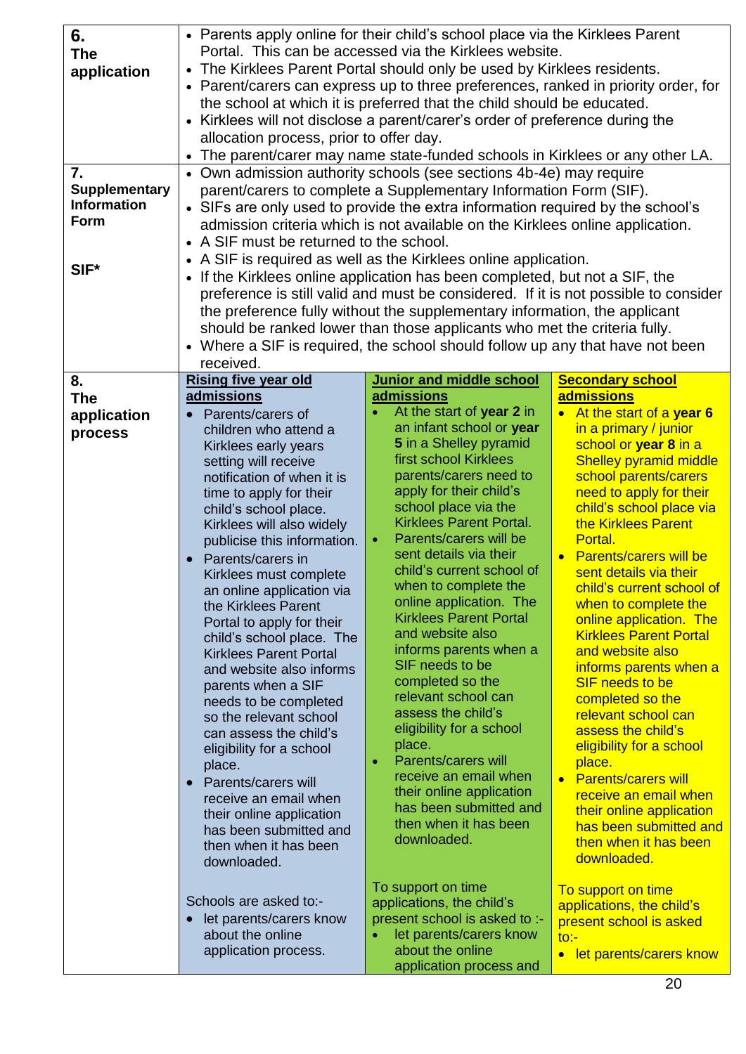| | | | |
|---|---|---|---|
| **6. The application** | • Parents apply online for their child's school place via the Kirklees Parent Portal. This can be accessed via the Kirklees website.<br>• The Kirklees Parent Portal should only be used by Kirklees residents.<br>• Parent/carers can express up to three preferences, ranked in priority order, for the school at which it is preferred that the child should be educated.<br>• Kirklees will not disclose a parent/carer's order of preference during the allocation process, prior to offer day.<br>• The parent/carer may name state-funded schools in Kirklees or any other LA. | | |
| **7. Supplementary Information Form**<br><br>**SIF*** | • Own admission authority schools (see sections 4b-4e) may require parent/carers to complete a Supplementary Information Form (SIF).<br>• SIFs are only used to provide the extra information required by the school's admission criteria which is not available on the Kirklees online application.<br>• A SIF must be returned to the school.<br>• A SIF is required as well as the Kirklees online application.<br>• If the Kirklees online application has been completed, but not a SIF, the preference is still valid and must be considered. If it is not possible to consider the preference fully without the supplementary information, the applicant should be ranked lower than those applicants who met the criteria fully.<br>• Where a SIF is required, the school should follow up any that have not been received. | | |
| **8. The application process** | **<u>Rising five year old admissions</u>**<br>• Parents/carers of children who attend a Kirklees early years setting will receive notification of when it is time to apply for their child's school place. Kirklees will also widely publicise this information.<br>• Parents/carers in Kirklees must complete an online application via the Kirklees Parent Portal to apply for their child's school place. The Kirklees Parent Portal and website also informs parents when a SIF needs to be completed so the relevant school can assess the child's eligibility for a school place.<br>• Parents/carers will receive an email when their online application has been submitted and then when it has been downloaded.<br><br>Schools are asked to:-<br>• let parents/carers know about the online application process. | **<u>Junior and middle school admissions</u>**<br>• At the start of **year 2** in an infant school or **year 5** in a Shelley pyramid first school Kirklees parents/carers need to apply for their child's school place via the Kirklees Parent Portal.<br>• Parents/carers will be sent details via their child's current school of when to complete the online application. The Kirklees Parent Portal and website also informs parents when a SIF needs to be completed so the relevant school can assess the child's eligibility for a school place.<br>• Parents/carers will receive an email when their online application has been submitted and then when it has been downloaded.<br><br>To support on time applications, the child's present school is asked to :-<br>• let parents/carers know about the online application process and | **<u>Secondary school admissions</u>**<br>• At the start of a **year 6** in a primary / junior school or **year 8** in a Shelley pyramid middle school parents/carers need to apply for their child's school place via the Kirklees Parent Portal.<br>• Parents/carers will be sent details via their child's current school of when to complete the online application. The Kirklees Parent Portal and website also informs parents when a SIF needs to be completed so the relevant school can assess the child's eligibility for a school place.<br>• Parents/carers will receive an email when their online application has been submitted and then when it has been downloaded.<br><br>To support on time applications, the child's present school is asked to:-<br>• let parents/carers know |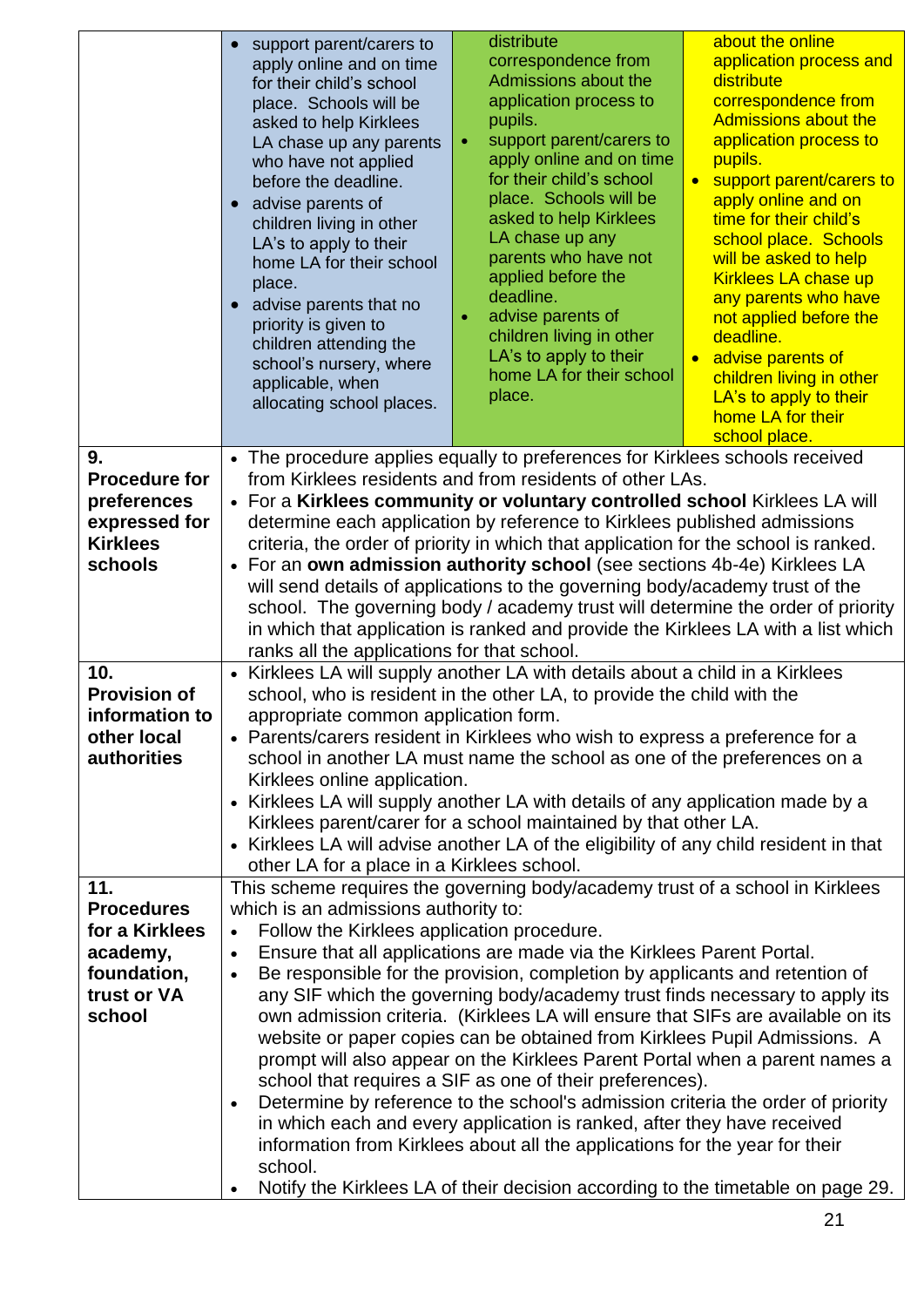| | | | |
|---|---|---|---|
| | • support parent/carers to apply online and on time for their child's school place. Schools will be asked to help Kirklees LA chase up any parents who have not applied before the deadline.<br>• advise parents of children living in other LA's to apply to their home LA for their school place.<br>• advise parents that no priority is given to children attending the school's nursery, where applicable, when allocating school places. | distribute correspondence from Admissions about the application process to pupils.<br>• support parent/carers to apply online and on time for their child's school place. Schools will be asked to help Kirklees LA chase up any parents who have not applied before the deadline.<br>• advise parents of children living in other LA's to apply to their home LA for their school place. | about the online application process and distribute correspondence from Admissions about the application process to pupils.<br>• support parent/carers to apply online and on time for their child's school place. Schools will be asked to help Kirklees LA chase up any parents who have not applied before the deadline.<br>• advise parents of children living in other LA's to apply to their home LA for their school place. |
| **9. Procedure for preferences expressed for Kirklees schools** | • The procedure applies equally to preferences for Kirklees schools received from Kirklees residents and from residents of other LAs.<br>• For a **Kirklees community or voluntary controlled school** Kirklees LA will determine each application by reference to Kirklees published admissions criteria, the order of priority in which that application for the school is ranked.<br>• For an **own admission authority school** (see sections 4b-4e) Kirklees LA will send details of applications to the governing body/academy trust of the school. The governing body / academy trust will determine the order of priority in which that application is ranked and provide the Kirklees LA with a list which ranks all the applications for that school. | | |
| **10. Provision of information to other local authorities** | • Kirklees LA will supply another LA with details about a child in a Kirklees school, who is resident in the other LA, to provide the child with the appropriate common application form.<br>• Parents/carers resident in Kirklees who wish to express a preference for a school in another LA must name the school as one of the preferences on a Kirklees online application.<br>• Kirklees LA will supply another LA with details of any application made by a Kirklees parent/carer for a school maintained by that other LA.<br>• Kirklees LA will advise another LA of the eligibility of any child resident in that other LA for a place in a Kirklees school. | | |
| **11. Procedures for a Kirklees academy, foundation, trust or VA school** | This scheme requires the governing body/academy trust of a school in Kirklees which is an admissions authority to:<br>• Follow the Kirklees application procedure.<br>• Ensure that all applications are made via the Kirklees Parent Portal.<br>• Be responsible for the provision, completion by applicants and retention of any SIF which the governing body/academy trust finds necessary to apply its own admission criteria. (Kirklees LA will ensure that SIFs are available on its website or paper copies can be obtained from Kirklees Pupil Admissions. A prompt will also appear on the Kirklees Parent Portal when a parent names a school that requires a SIF as one of their preferences).<br>• Determine by reference to the school's admission criteria the order of priority in which each and every application is ranked, after they have received information from Kirklees about all the applications for the year for their school.<br>• Notify the Kirklees LA of their decision according to the timetable on page 29. | | |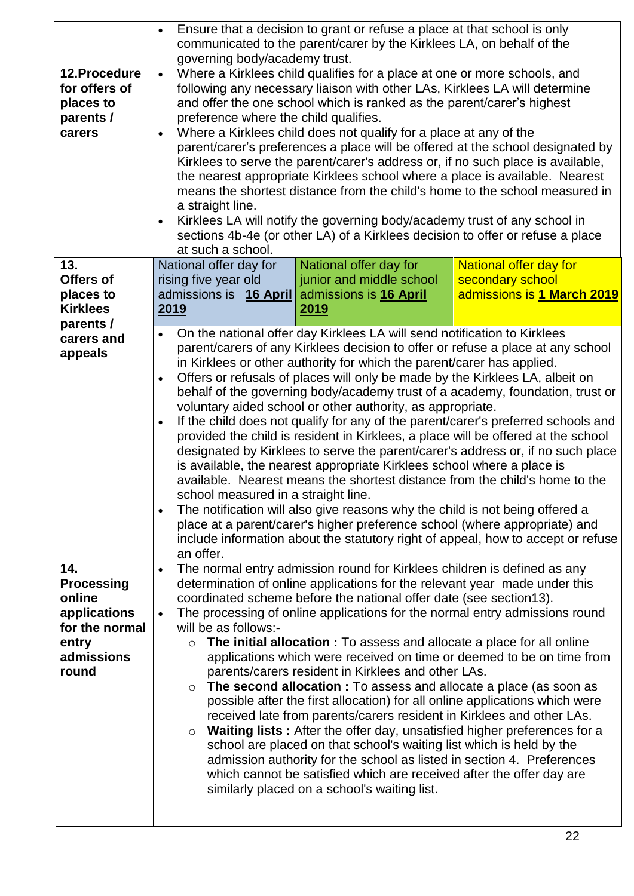| | |
|---|---|
| | • Ensure that a decision to grant or refuse a place at that school is only communicated to the parent/carer by the Kirklees LA, on behalf of the governing body/academy trust. |
| **12.Procedure for offers of places to parents / carers** | • Where a Kirklees child qualifies for a place at one or more schools, and following any necessary liaison with other LAs, Kirklees LA will determine and offer the one school which is ranked as the parent/carer's highest preference where the child qualifies.<br>• Where a Kirklees child does not qualify for a place at any of the parent/carer's preferences a place will be offered at the school designated by Kirklees to serve the parent/carer's address or, if no such place is available, the nearest appropriate Kirklees school where a place is available. Nearest means the shortest distance from the child's home to the school measured in a straight line.<br>• Kirklees LA will notify the governing body/academy trust of any school in sections 4b-4e (or other LA) of a Kirklees decision to offer or refuse a place at such a school. |
| **13. Offers of places to Kirklees parents / carers and appeals** | National offer day for rising five year old admissions is **16 April 2019** / National offer day for junior and middle school admissions is **16 April 2019** / National offer day for secondary school admissions is **1 March 2019**<br>• On the national offer day Kirklees LA will send notification to Kirklees parent/carers of any Kirklees decision to offer or refuse a place at any school in Kirklees or other authority for which the parent/carer has applied.<br>• Offers or refusals of places will only be made by the Kirklees LA, albeit on behalf of the governing body/academy trust of a academy, foundation, trust or voluntary aided school or other authority, as appropriate.<br>• If the child does not qualify for any of the parent/carer's preferred schools and provided the child is resident in Kirklees, a place will be offered at the school designated by Kirklees to serve the parent/carer's address or, if no such place is available, the nearest appropriate Kirklees school where a place is available. Nearest means the shortest distance from the child's home to the school measured in a straight line.<br>• The notification will also give reasons why the child is not being offered a place at a parent/carer's higher preference school (where appropriate) and include information about the statutory right of appeal, how to accept or refuse an offer. |
| **14. Processing online applications for the normal entry admissions round** | • The normal entry admission round for Kirklees children is defined as any determination of online applications for the relevant year made under this coordinated scheme before the national offer date (see section13).<br>• The processing of online applications for the normal entry admissions round will be as follows:-<br>○ **The initial allocation :** To assess and allocate a place for all online applications which were received on time or deemed to be on time from parents/carers resident in Kirklees and other LAs.<br>○ **The second allocation :** To assess and allocate a place (as soon as possible after the first allocation) for all online applications which were received late from parents/carers resident in Kirklees and other LAs.<br>○ **Waiting lists :** After the offer day, unsatisfied higher preferences for a school are placed on that school's waiting list which is held by the admission authority for the school as listed in section 4. Preferences which cannot be satisfied which are received after the offer day are similarly placed on a school's waiting list. |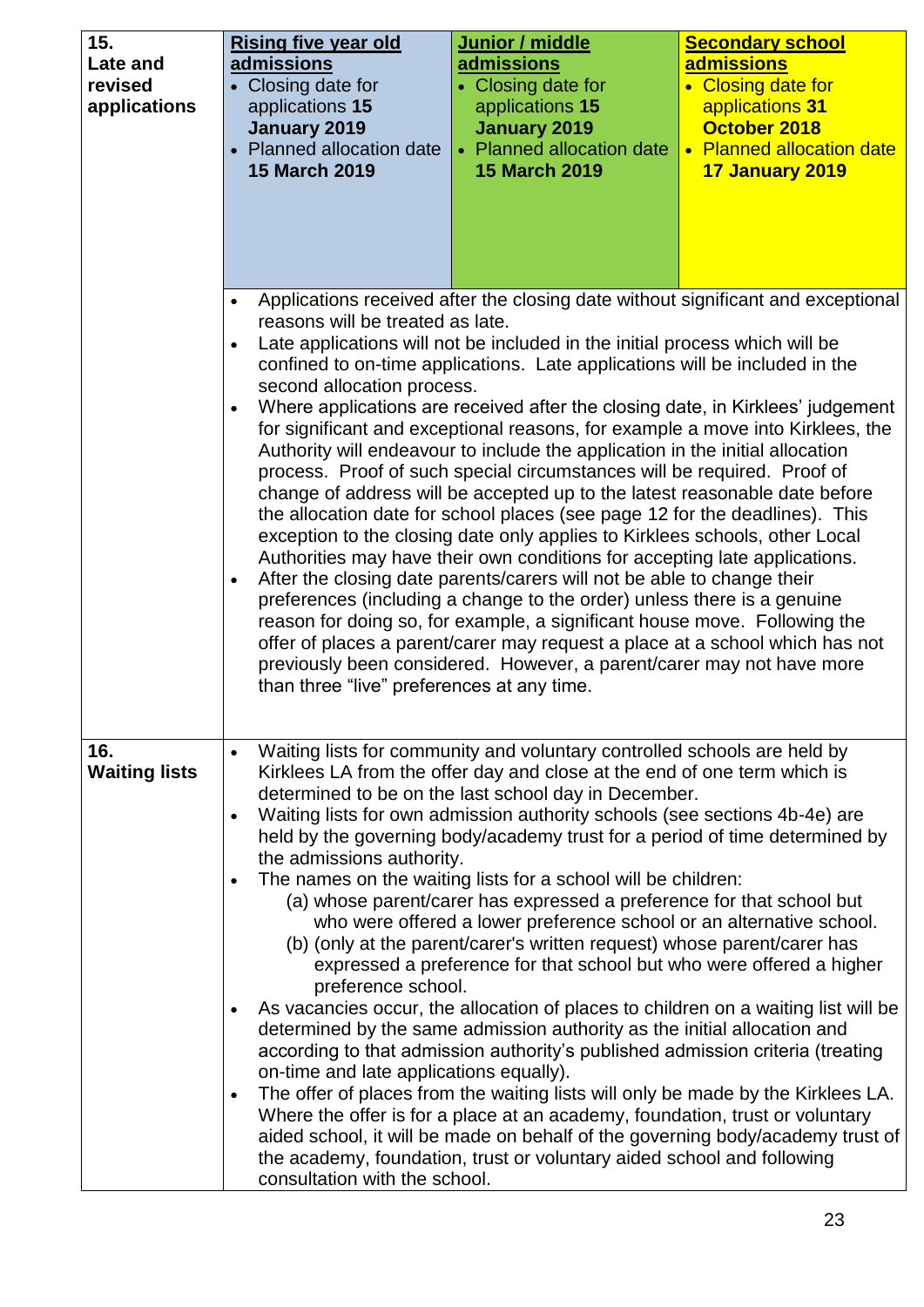| 15. Late and revised applications | **Rising five year old admissions** <br>• Closing date for applications **15 January 2019** <br>• Planned allocation date **15 March 2019** | **Junior / middle admissions** <br>• Closing date for applications **15 January 2019** <br>• Planned allocation date **15 March 2019** | **Secondary school admissions** <br>• Closing date for applications **31 October 2018** <br>• Planned allocation date **17 January 2019** |
|---|---|---|---|
| | • Applications received after the closing date without significant and exceptional reasons will be treated as late. <br>• Late applications will not be included in the initial process which will be confined to on-time applications. Late applications will be included in the second allocation process. <br>• Where applications are received after the closing date, in Kirklees' judgement for significant and exceptional reasons, for example a move into Kirklees, the Authority will endeavour to include the application in the initial allocation process. Proof of such special circumstances will be required. Proof of change of address will be accepted up to the latest reasonable date before the allocation date for school places (see page 12 for the deadlines). This exception to the closing date only applies to Kirklees schools, other Local Authorities may have their own conditions for accepting late applications. <br>• After the closing date parents/carers will not be able to change their preferences (including a change to the order) unless there is a genuine reason for doing so, for example, a significant house move. Following the offer of places a parent/carer may request a place at a school which has not previously been considered. However, a parent/carer may not have more than three "live" preferences at any time. | | |
| 16. Waiting lists | • Waiting lists for community and voluntary controlled schools are held by Kirklees LA from the offer day and close at the end of one term which is determined to be on the last school day in December. <br>• Waiting lists for own admission authority schools (see sections 4b-4e) are held by the governing body/academy trust for a period of time determined by the admissions authority. <br>• The names on the waiting lists for a school will be children: <br>(a) whose parent/carer has expressed a preference for that school but who were offered a lower preference school or an alternative school. <br>(b) (only at the parent/carer's written request) whose parent/carer has expressed a preference for that school but who were offered a higher preference school. <br>• As vacancies occur, the allocation of places to children on a waiting list will be determined by the same admission authority as the initial allocation and according to that admission authority's published admission criteria (treating on-time and late applications equally). <br>• The offer of places from the waiting lists will only be made by the Kirklees LA. Where the offer is for a place at an academy, foundation, trust or voluntary aided school, it will be made on behalf of the governing body/academy trust of the academy, foundation, trust or voluntary aided school and following consultation with the school. | | |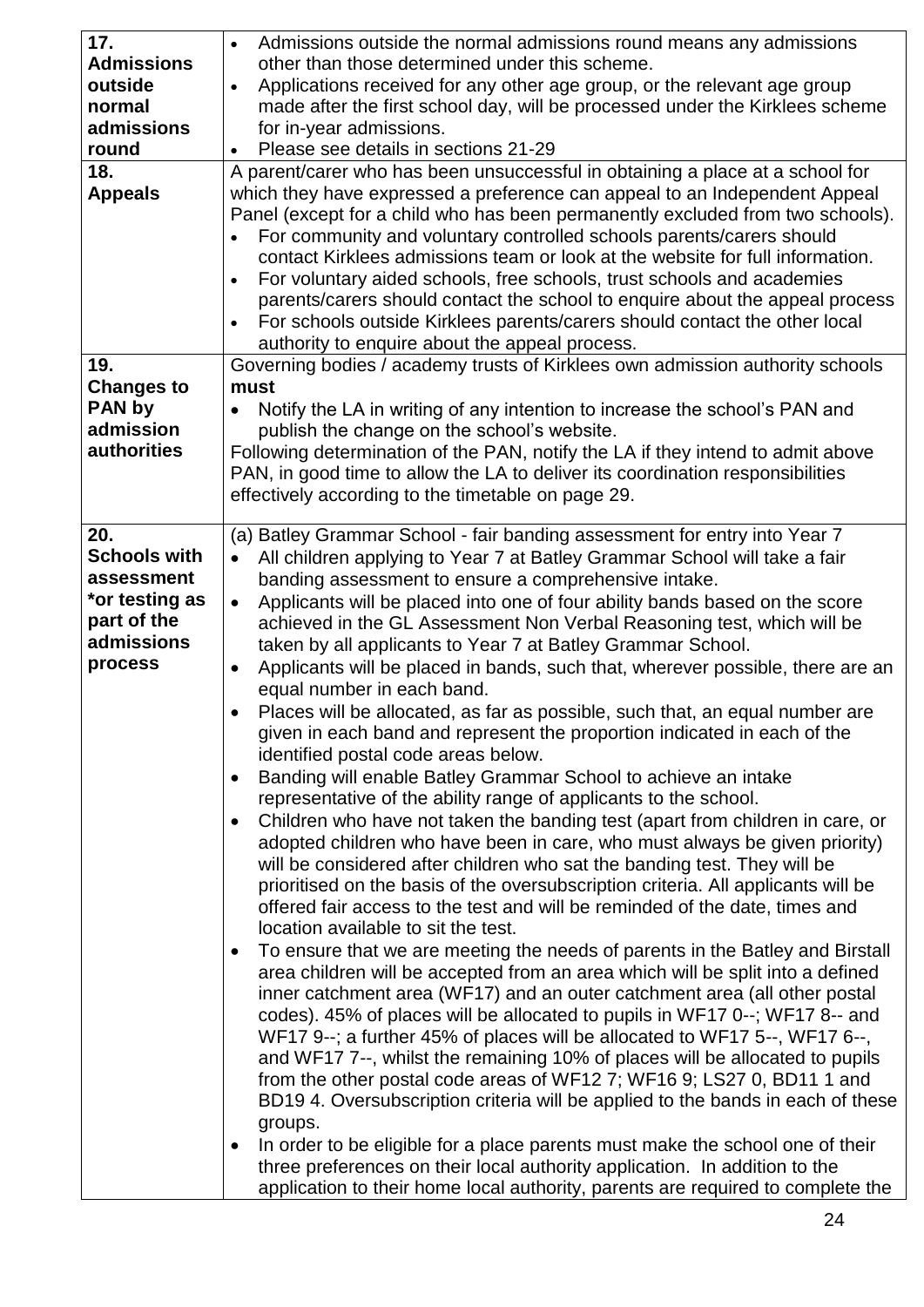| | |
|---|---|
| **17. Admissions outside normal admissions round** | • Admissions outside the normal admissions round means any admissions other than those determined under this scheme.<br>• Applications received for any other age group, or the relevant age group made after the first school day, will be processed under the Kirklees scheme for in-year admissions.<br>• Please see details in sections 21-29 |
| **18. Appeals** | A parent/carer who has been unsuccessful in obtaining a place at a school for which they have expressed a preference can appeal to an Independent Appeal Panel (except for a child who has been permanently excluded from two schools).<br>• For community and voluntary controlled schools parents/carers should contact Kirklees admissions team or look at the website for full information.<br>• For voluntary aided schools, free schools, trust schools and academies parents/carers should contact the school to enquire about the appeal process<br>• For schools outside Kirklees parents/carers should contact the other local authority to enquire about the appeal process. |
| **19. Changes to PAN by admission authorities** | Governing bodies / academy trusts of Kirklees own admission authority schools **must**<br>• Notify the LA in writing of any intention to increase the school's PAN and publish the change on the school's website.<br>Following determination of the PAN, notify the LA if they intend to admit above PAN, in good time to allow the LA to deliver its coordination responsibilities effectively according to the timetable on page 29. |
| **20. Schools with assessment *or testing as part of the admissions process** | (a) Batley Grammar School - fair banding assessment for entry into Year 7<br>• All children applying to Year 7 at Batley Grammar School will take a fair banding assessment to ensure a comprehensive intake.<br>• Applicants will be placed into one of four ability bands based on the score achieved in the GL Assessment Non Verbal Reasoning test, which will be taken by all applicants to Year 7 at Batley Grammar School.<br>• Applicants will be placed in bands, such that, wherever possible, there are an equal number in each band.<br>• Places will be allocated, as far as possible, such that, an equal number are given in each band and represent the proportion indicated in each of the identified postal code areas below.<br>• Banding will enable Batley Grammar School to achieve an intake representative of the ability range of applicants to the school.<br>• Children who have not taken the banding test (apart from children in care, or adopted children who have been in care, who must always be given priority) will be considered after children who sat the banding test. They will be prioritised on the basis of the oversubscription criteria. All applicants will be offered fair access to the test and will be reminded of the date, times and location available to sit the test.<br>• To ensure that we are meeting the needs of parents in the Batley and Birstall area children will be accepted from an area which will be split into a defined inner catchment area (WF17) and an outer catchment area (all other postal codes). 45% of places will be allocated to pupils in WF17 0--; WF17 8-- and WF17 9--; a further 45% of places will be allocated to WF17 5--, WF17 6--, and WF17 7--, whilst the remaining 10% of places will be allocated to pupils from the other postal code areas of WF12 7; WF16 9; LS27 0, BD11 1 and BD19 4. Oversubscription criteria will be applied to the bands in each of these groups.<br>• In order to be eligible for a place parents must make the school one of their three preferences on their local authority application. In addition to the application to their home local authority, parents are required to complete the |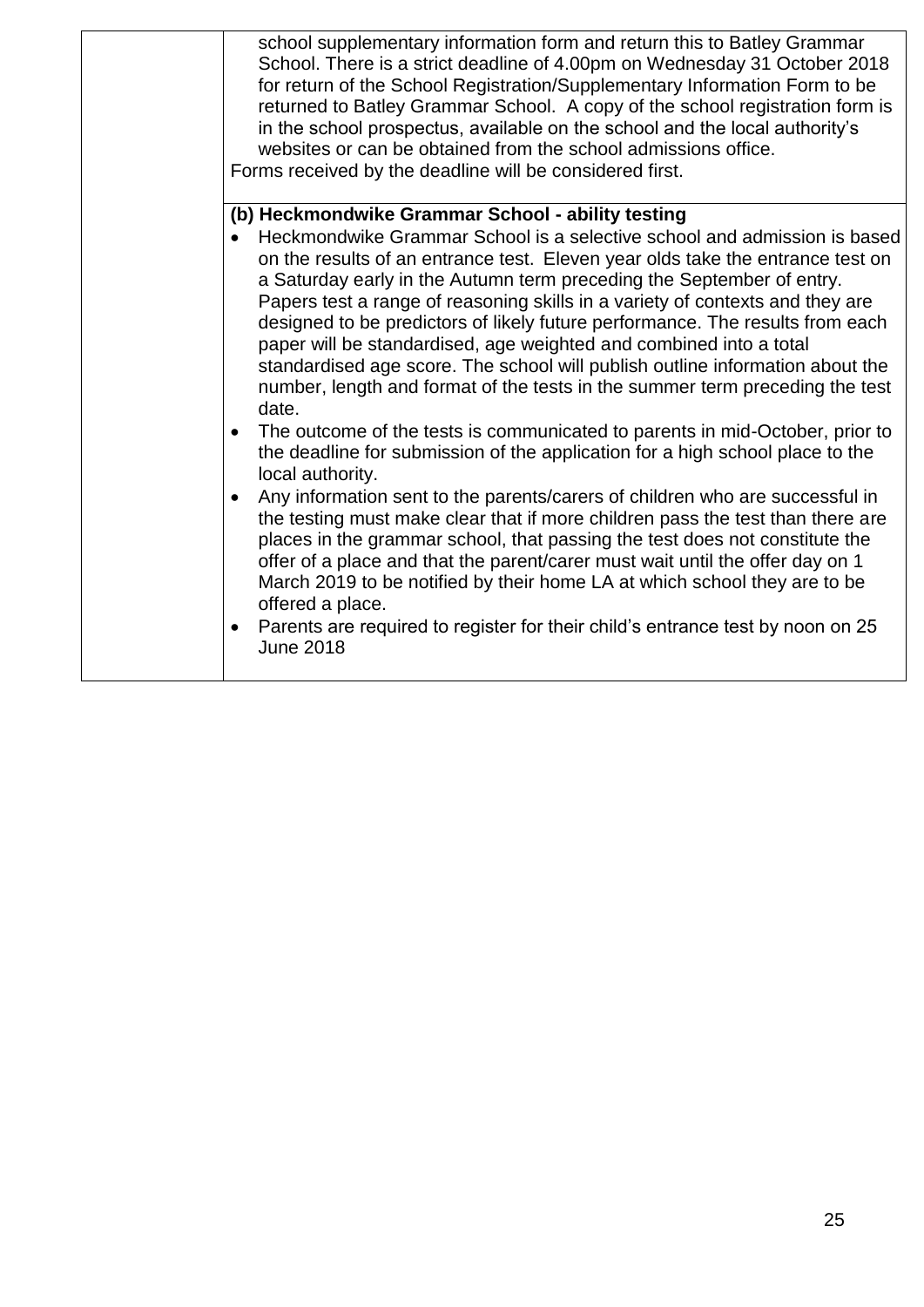| | school supplementary information form and return this to Batley Grammar School. There is a strict deadline of 4.00pm on Wednesday 31 October 2018 for return of the School Registration/Supplementary Information Form to be returned to Batley Grammar School. A copy of the school registration form is in the school prospectus, available on the school and the local authority's websites or can be obtained from the school admissions office.<br>Forms received by the deadline will be considered first. |
|---|---|
| | **(b) Heckmondwike Grammar School - ability testing**<br>• Heckmondwike Grammar School is a selective school and admission is based on the results of an entrance test. Eleven year olds take the entrance test on a Saturday early in the Autumn term preceding the September of entry. Papers test a range of reasoning skills in a variety of contexts and they are designed to be predictors of likely future performance. The results from each paper will be standardised, age weighted and combined into a total standardised age score. The school will publish outline information about the number, length and format of the tests in the summer term preceding the test date.<br>• The outcome of the tests is communicated to parents in mid-October, prior to the deadline for submission of the application for a high school place to the local authority.<br>• Any information sent to the parents/carers of children who are successful in the testing must make clear that if more children pass the test than there are places in the grammar school, that passing the test does not constitute the offer of a place and that the parent/carer must wait until the offer day on 1 March 2019 to be notified by their home LA at which school they are to be offered a place.<br>• Parents are required to register for their child's entrance test by noon on 25 June 2018 |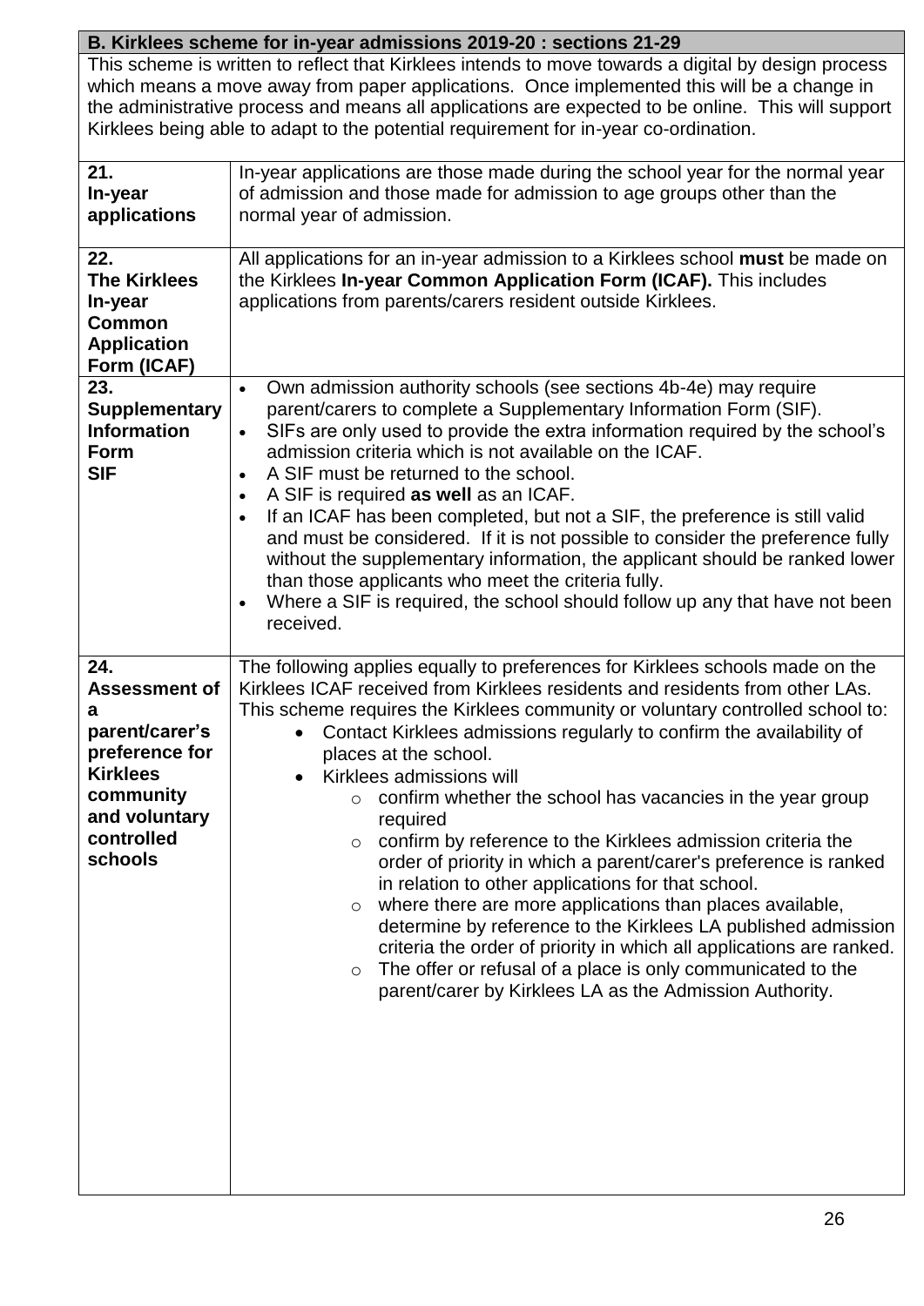## B. Kirklees scheme for in-year admissions 2019-20 : sections 21-29

This scheme is written to reflect that Kirklees intends to move towards a digital by design process which means a move away from paper applications. Once implemented this will be a change in the administrative process and means all applications are expected to be online. This will support Kirklees being able to adapt to the potential requirement for in-year co-ordination.

| | |
|---|---|
| **21. In-year applications** | In-year applications are those made during the school year for the normal year of admission and those made for admission to age groups other than the normal year of admission. |
| **22. The Kirklees In-year Common Application Form (ICAF)** | All applications for an in-year admission to a Kirklees school **must** be made on the Kirklees **In-year Common Application Form (ICAF).** This includes applications from parents/carers resident outside Kirklees. |
| **23. Supplementary Information Form SIF** | • Own admission authority schools (see sections 4b-4e) may require parent/carers to complete a Supplementary Information Form (SIF).<br>• SIFs are only used to provide the extra information required by the school's admission criteria which is not available on the ICAF.<br>• A SIF must be returned to the school.<br>• A SIF is required **as well** as an ICAF.<br>• If an ICAF has been completed, but not a SIF, the preference is still valid and must be considered. If it is not possible to consider the preference fully without the supplementary information, the applicant should be ranked lower than those applicants who meet the criteria fully.<br>• Where a SIF is required, the school should follow up any that have not been received. |
| **24. Assessment of a parent/carer's preference for Kirklees community and voluntary controlled schools** | The following applies equally to preferences for Kirklees schools made on the Kirklees ICAF received from Kirklees residents and residents from other LAs. This scheme requires the Kirklees community or voluntary controlled school to:<br>• Contact Kirklees admissions regularly to confirm the availability of places at the school.<br>• Kirklees admissions will<br>&nbsp;&nbsp;&nbsp;&nbsp;○ confirm whether the school has vacancies in the year group required<br>&nbsp;&nbsp;&nbsp;&nbsp;○ confirm by reference to the Kirklees admission criteria the order of priority in which a parent/carer's preference is ranked in relation to other applications for that school.<br>&nbsp;&nbsp;&nbsp;&nbsp;○ where there are more applications than places available, determine by reference to the Kirklees LA published admission criteria the order of priority in which all applications are ranked.<br>&nbsp;&nbsp;&nbsp;&nbsp;○ The offer or refusal of a place is only communicated to the parent/carer by Kirklees LA as the Admission Authority. |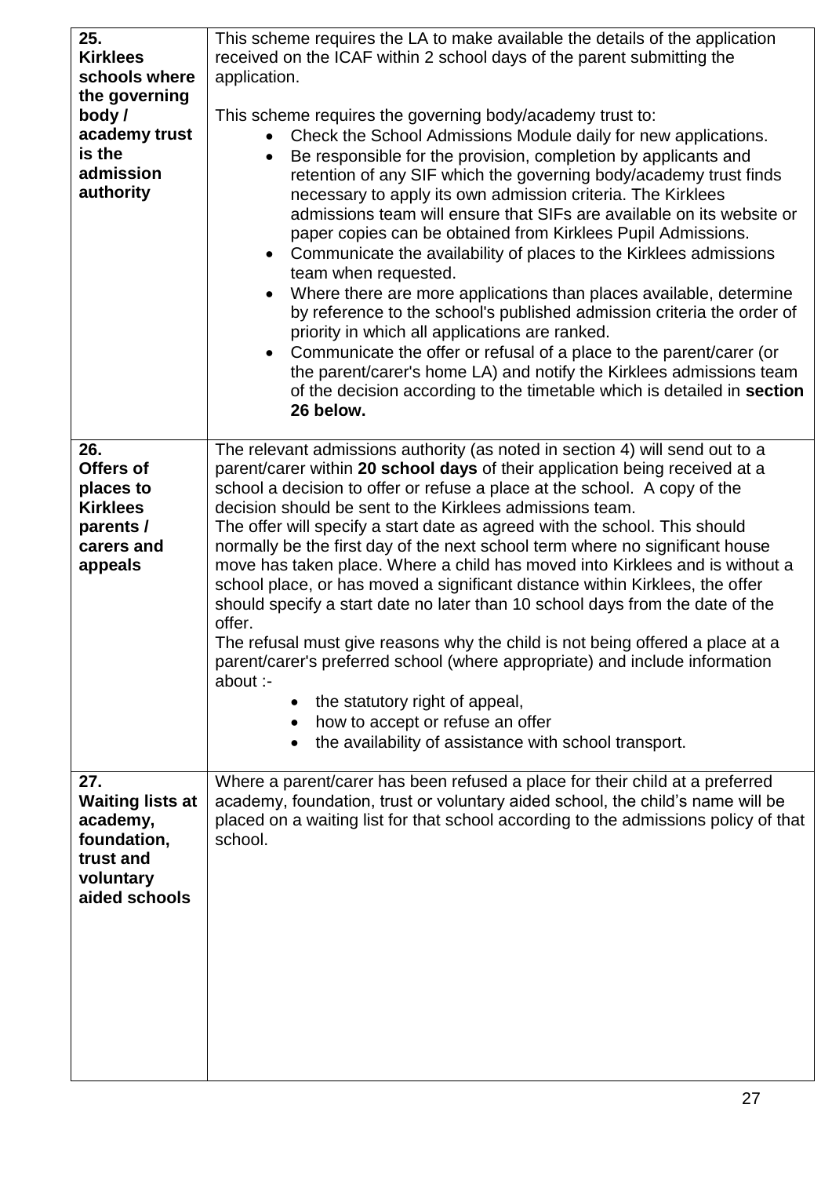| | |
|---|---|
| **25. Kirklees schools where the governing body / academy trust is the admission authority** | This scheme requires the LA to make available the details of the application received on the ICAF within 2 school days of the parent submitting the application.<br><br>This scheme requires the governing body/academy trust to:<br>• Check the School Admissions Module daily for new applications.<br>• Be responsible for the provision, completion by applicants and retention of any SIF which the governing body/academy trust finds necessary to apply its own admission criteria. The Kirklees admissions team will ensure that SIFs are available on its website or paper copies can be obtained from Kirklees Pupil Admissions.<br>• Communicate the availability of places to the Kirklees admissions team when requested.<br>• Where there are more applications than places available, determine by reference to the school's published admission criteria the order of priority in which all applications are ranked.<br>• Communicate the offer or refusal of a place to the parent/carer (or the parent/carer's home LA) and notify the Kirklees admissions team of the decision according to the timetable which is detailed in **section 26 below.** |
| **26. Offers of places to Kirklees parents / carers and appeals** | The relevant admissions authority (as noted in section 4) will send out to a parent/carer within **20 school days** of their application being received at a school a decision to offer or refuse a place at the school. A copy of the decision should be sent to the Kirklees admissions team.<br>The offer will specify a start date as agreed with the school. This should normally be the first day of the next school term where no significant house move has taken place. Where a child has moved into Kirklees and is without a school place, or has moved a significant distance within Kirklees, the offer should specify a start date no later than 10 school days from the date of the offer.<br>The refusal must give reasons why the child is not being offered a place at a parent/carer's preferred school (where appropriate) and include information about :-<br>• the statutory right of appeal,<br>• how to accept or refuse an offer<br>• the availability of assistance with school transport. |
| **27. Waiting lists at academy, foundation, trust and voluntary aided schools** | Where a parent/carer has been refused a place for their child at a preferred academy, foundation, trust or voluntary aided school, the child's name will be placed on a waiting list for that school according to the admissions policy of that school. |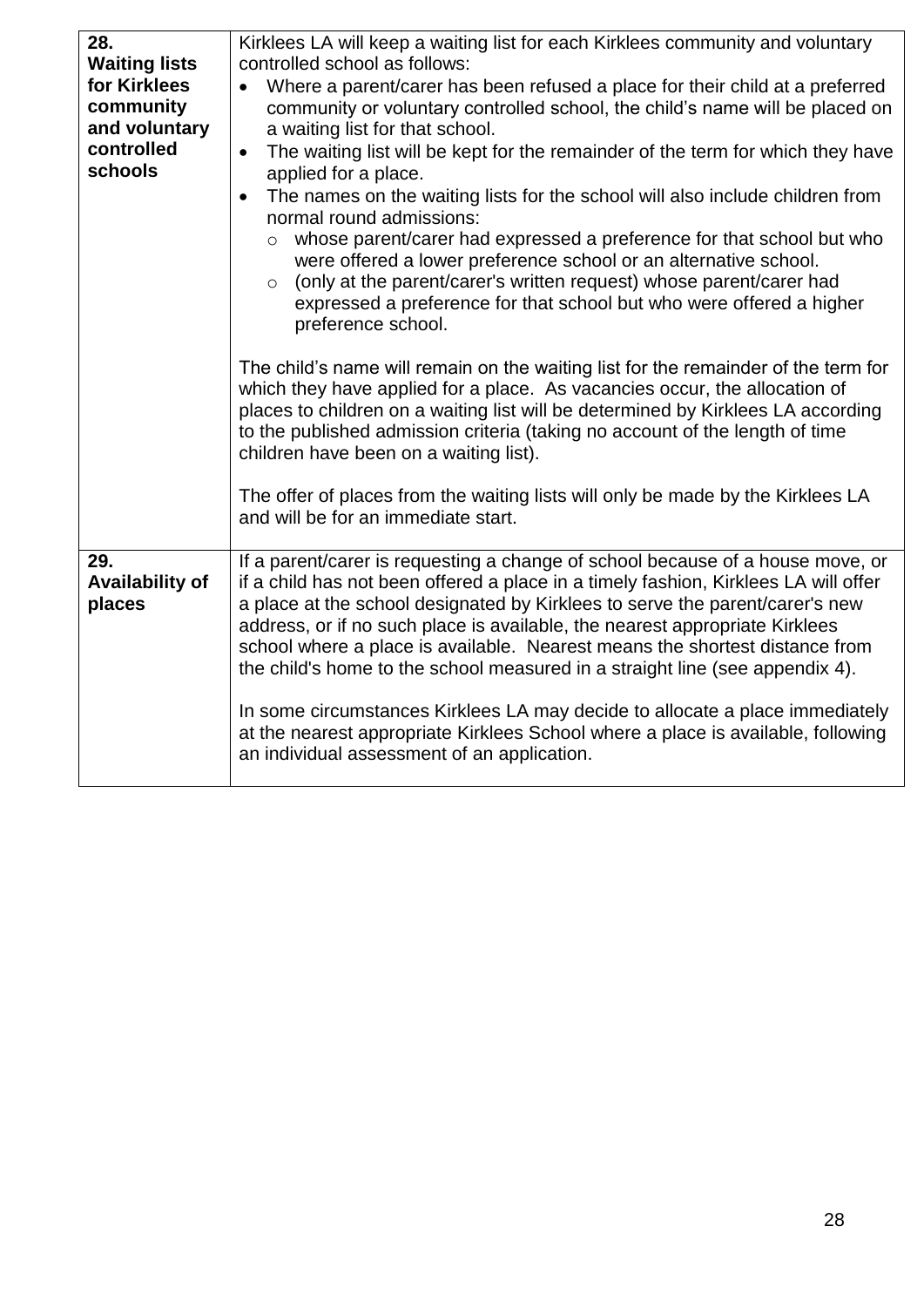| **28. Waiting lists for Kirklees community and voluntary controlled schools** | Kirklees LA will keep a waiting list for each Kirklees community and voluntary controlled school as follows:<br>• Where a parent/carer has been refused a place for their child at a preferred community or voluntary controlled school, the child's name will be placed on a waiting list for that school.<br>• The waiting list will be kept for the remainder of the term for which they have applied for a place.<br>• The names on the waiting lists for the school will also include children from normal round admissions:<br>&nbsp;&nbsp;&nbsp;&nbsp;○ whose parent/carer had expressed a preference for that school but who were offered a lower preference school or an alternative school.<br>&nbsp;&nbsp;&nbsp;&nbsp;○ (only at the parent/carer's written request) whose parent/carer had expressed a preference for that school but who were offered a higher preference school.<br><br>The child's name will remain on the waiting list for the remainder of the term for which they have applied for a place. As vacancies occur, the allocation of places to children on a waiting list will be determined by Kirklees LA according to the published admission criteria (taking no account of the length of time children have been on a waiting list).<br><br>The offer of places from the waiting lists will only be made by the Kirklees LA and will be for an immediate start. |
|---|---|
| **29. Availability of places** | If a parent/carer is requesting a change of school because of a house move, or if a child has not been offered a place in a timely fashion, Kirklees LA will offer a place at the school designated by Kirklees to serve the parent/carer's new address, or if no such place is available, the nearest appropriate Kirklees school where a place is available. Nearest means the shortest distance from the child's home to the school measured in a straight line (see appendix 4).<br><br>In some circumstances Kirklees LA may decide to allocate a place immediately at the nearest appropriate Kirklees School where a place is available, following an individual assessment of an application. |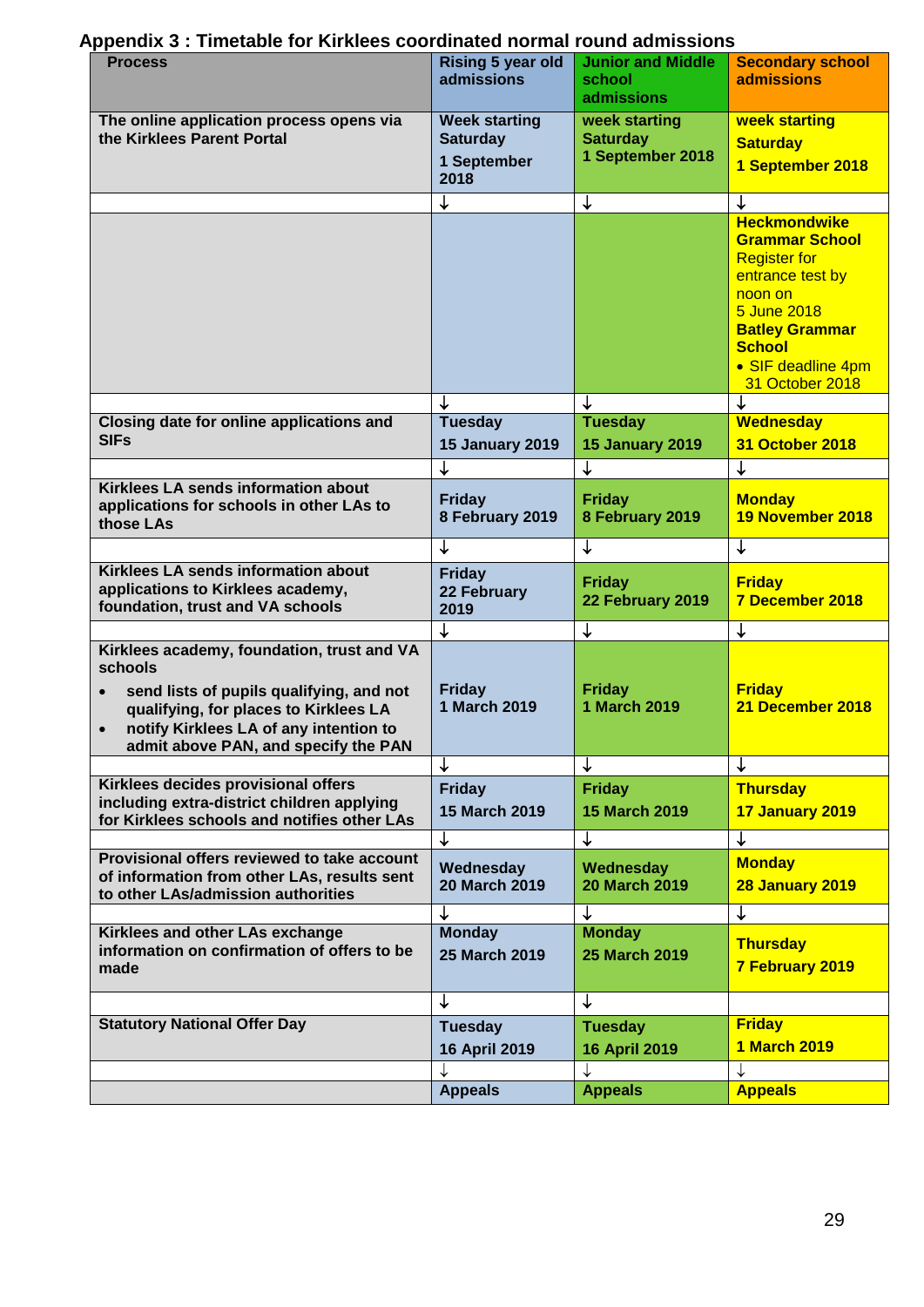## Appendix 3 : Timetable for Kirklees coordinated normal round admissions

| Process | Rising 5 year old admissions | Junior and Middle school admissions | Secondary school admissions |
|---|---|---|---|
| **The online application process opens via the Kirklees Parent Portal** | **Week starting Saturday 1 September 2018** | **week starting Saturday 1 September 2018** | **week starting Saturday 1 September 2018** |
| | ↓ | ↓ | ↓ |
| | | | **Heckmondwike Grammar School** Register for entrance test by noon on 5 June 2018 **Batley Grammar School** • SIF deadline 4pm 31 October 2018 |
| | ↓ | ↓ | ↓ |
| **Closing date for online applications and SIFs** | **Tuesday 15 January 2019** | **Tuesday 15 January 2019** | **Wednesday 31 October 2018** |
| | ↓ | ↓ | ↓ |
| **Kirklees LA sends information about applications for schools in other LAs to those LAs** | **Friday 8 February 2019** | **Friday 8 February 2019** | **Monday 19 November 2018** |
| | ↓ | ↓ | ↓ |
| **Kirklees LA sends information about applications to Kirklees academy, foundation, trust and VA schools** | **Friday 22 February 2019** | **Friday 22 February 2019** | **Friday 7 December 2018** |
| | ↓ | ↓ | ↓ |
| **Kirklees academy, foundation, trust and VA schools** • **send lists of pupils qualifying, and not qualifying, for places to Kirklees LA** • **notify Kirklees LA of any intention to admit above PAN, and specify the PAN** | **Friday 1 March 2019** | **Friday 1 March 2019** | **Friday 21 December 2018** |
| | ↓ | ↓ | ↓ |
| **Kirklees decides provisional offers including extra-district children applying for Kirklees schools and notifies other LAs** | **Friday 15 March 2019** | **Friday 15 March 2019** | **Thursday 17 January 2019** |
| | ↓ | ↓ | ↓ |
| **Provisional offers reviewed to take account of information from other LAs, results sent to other LAs/admission authorities** | **Wednesday 20 March 2019** | **Wednesday 20 March 2019** | **Monday 28 January 2019** |
| | ↓ | ↓ | ↓ |
| **Kirklees and other LAs exchange information on confirmation of offers to be made** | **Monday 25 March 2019** | **Monday 25 March 2019** | **Thursday 7 February 2019** |
| | ↓ | ↓ | ↓ |
| **Statutory National Offer Day** | **Tuesday 16 April 2019** | **Tuesday 16 April 2019** | **Friday 1 March 2019** |
| | ↓ | ↓ | ↓ |
| | **Appeals** | **Appeals** | **Appeals** |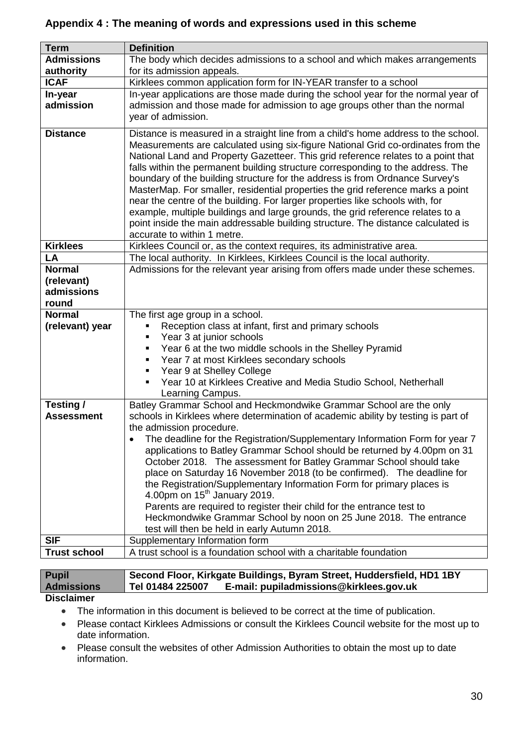## Appendix 4 : The meaning of words and expressions used in this scheme

| Term | Definition |
|---|---|
| **Admissions authority** | The body which decides admissions to a school and which makes arrangements for its admission appeals. |
| **ICAF** | Kirklees common application form for IN-YEAR transfer to a school |
| **In-year admission** | In-year applications are those made during the school year for the normal year of admission and those made for admission to age groups other than the normal year of admission. |
| **Distance** | Distance is measured in a straight line from a child's home address to the school. Measurements are calculated using six-figure National Grid co-ordinates from the National Land and Property Gazetteer. This grid reference relates to a point that falls within the permanent building structure corresponding to the address. The boundary of the building structure for the address is from Ordnance Survey's MasterMap. For smaller, residential properties the grid reference marks a point near the centre of the building. For larger properties like schools with, for example, multiple buildings and large grounds, the grid reference relates to a point inside the main addressable building structure. The distance calculated is accurate to within 1 metre. |
| **Kirklees** | Kirklees Council or, as the context requires, its administrative area. |
| **LA** | The local authority. In Kirklees, Kirklees Council is the local authority. |
| **Normal (relevant) admissions round** | Admissions for the relevant year arising from offers made under these schemes. |
| **Normal (relevant) year** | The first age group in a school.<br>▪ Reception class at infant, first and primary schools<br>▪ Year 3 at junior schools<br>▪ Year 6 at the two middle schools in the Shelley Pyramid<br>▪ Year 7 at most Kirklees secondary schools<br>▪ Year 9 at Shelley College<br>▪ Year 10 at Kirklees Creative and Media Studio School, Netherhall Learning Campus. |
| **Testing / Assessment** | Batley Grammar School and Heckmondwike Grammar School are the only schools in Kirklees where determination of academic ability by testing is part of the admission procedure.<br>• The deadline for the Registration/Supplementary Information Form for year 7 applications to Batley Grammar School should be returned by 4.00pm on 31 October 2018. The assessment for Batley Grammar School should take place on Saturday 16 November 2018 (to be confirmed). The deadline for the Registration/Supplementary Information Form for primary places is 4.00pm on 15th January 2019.<br>Parents are required to register their child for the entrance test to Heckmondwike Grammar School by noon on 25 June 2018. The entrance test will then be held in early Autumn 2018. |
| **SIF** | Supplementary Information form |
| **Trust school** | A trust school is a foundation school with a charitable foundation |

| **Pupil Admissions** | **Second Floor, Kirkgate Buildings, Byram Street, Huddersfield, HD1 1BY**<br>**Tel 01484 225007 E-mail: pupiladmissions@kirklees.gov.uk** |
|---|---|

**Disclaimer**

- The information in this document is believed to be correct at the time of publication.
- Please contact Kirklees Admissions or consult the Kirklees Council website for the most up to date information.
- Please consult the websites of other Admission Authorities to obtain the most up to date information.